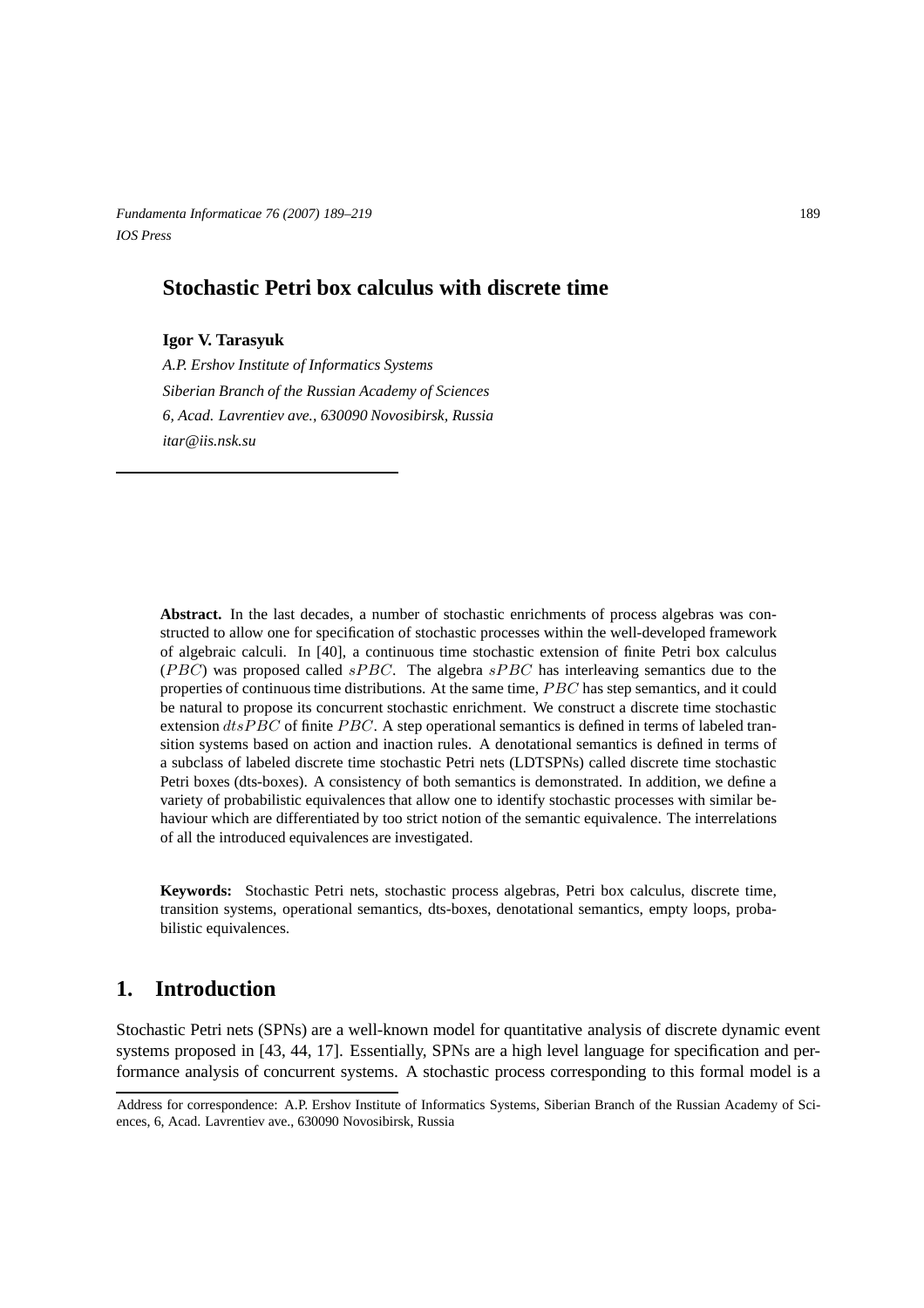# Stochastic Petri box calculus with discrete time

**Igor V. Tarasyuk**

*A.P. Ershov Institute of Informatics Systems*
*Siberian Branch of the Russian Academy of Sciences*
*6, Acad. Lavrentiev ave., 630090 Novosibirsk, Russia*
*itar@iis.nsk.su*

**Abstract.** In the last decades, a number of stochastic enrichments of process algebras was constructed to allow one for specification of stochastic processes within the well-developed framework of algebraic calculi. In [40], a continuous time stochastic extension of finite Petri box calculus ($PBC$) was proposed called $sPBC$. The algebra $sPBC$ has interleaving semantics due to the properties of continuous time distributions. At the same time, $PBC$ has step semantics, and it could be natural to propose its concurrent stochastic enrichment. We construct a discrete time stochastic extension $dtsPBC$ of finite $PBC$. A step operational semantics is defined in terms of labeled transition systems based on action and inaction rules. A denotational semantics is defined in terms of a subclass of labeled discrete time stochastic Petri nets (LDTSPNs) called discrete time stochastic Petri boxes (dts-boxes). A consistency of both semantics is demonstrated. In addition, we define a variety of probabilistic equivalences that allow one to identify stochastic processes with similar behaviour which are differentiated by too strict notion of the semantic equivalence. The interrelations of all the introduced equivalences are investigated.

**Keywords:** Stochastic Petri nets, stochastic process algebras, Petri box calculus, discrete time, transition systems, operational semantics, dts-boxes, denotational semantics, empty loops, probabilistic equivalences.

## 1. Introduction

Stochastic Petri nets (SPNs) are a well-known model for quantitative analysis of discrete dynamic event systems proposed in [43, 44, 17]. Essentially, SPNs are a high level language for specification and performance analysis of concurrent systems. A stochastic process corresponding to this formal model is a

Address for correspondence: A.P. Ershov Institute of Informatics Systems, Siberian Branch of the Russian Academy of Sciences, 6, Acad. Lavrentiev ave., 630090 Novosibirsk, Russia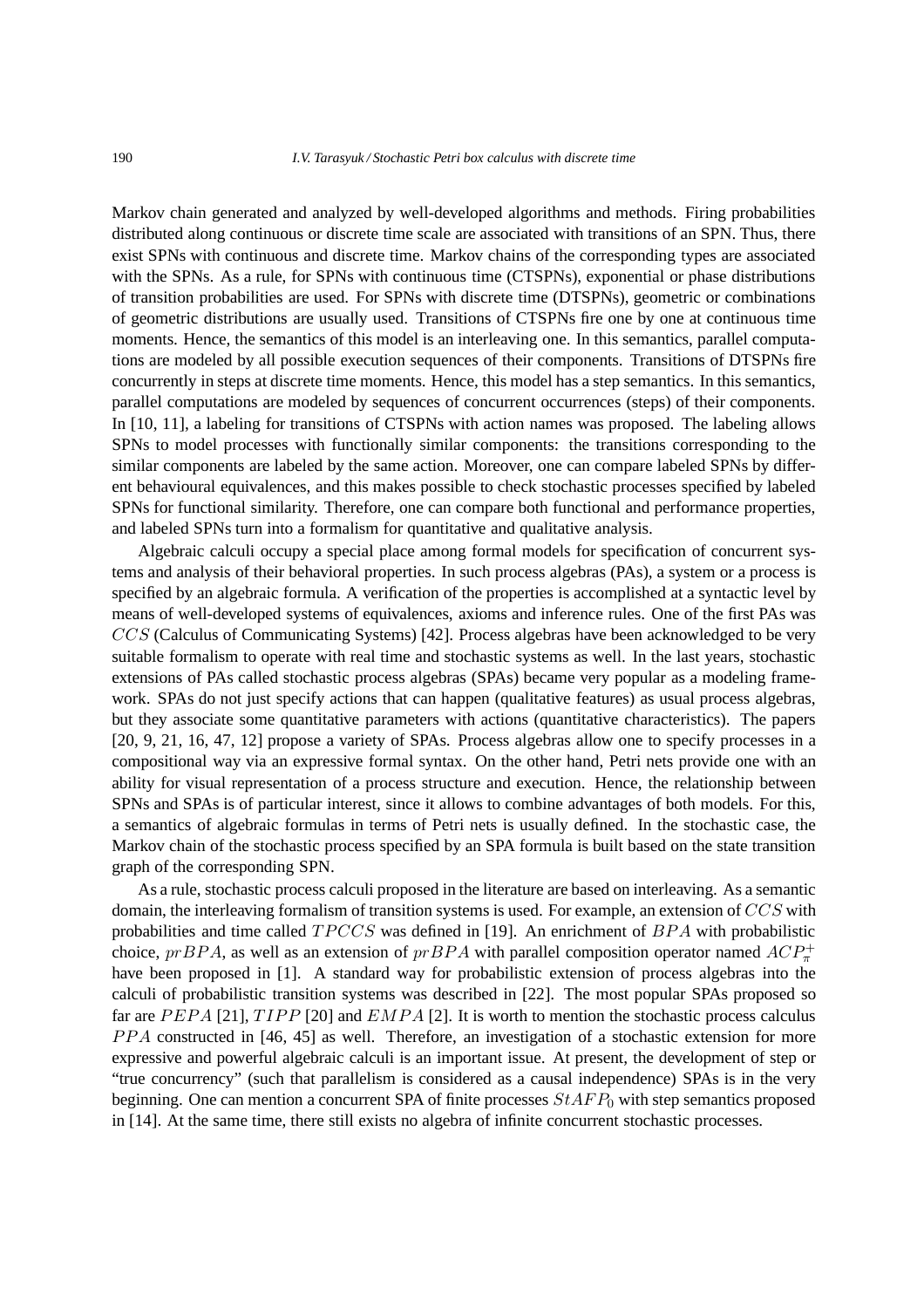Markov chain generated and analyzed by well-developed algorithms and methods. Firing probabilities distributed along continuous or discrete time scale are associated with transitions of an SPN. Thus, there exist SPNs with continuous and discrete time. Markov chains of the corresponding types are associated with the SPNs. As a rule, for SPNs with continuous time (CTSPNs), exponential or phase distributions of transition probabilities are used. For SPNs with discrete time (DTSPNs), geometric or combinations of geometric distributions are usually used. Transitions of CTSPNs fire one by one at continuous time moments. Hence, the semantics of this model is an interleaving one. In this semantics, parallel computations are modeled by all possible execution sequences of their components. Transitions of DTSPNs fire concurrently in steps at discrete time moments. Hence, this model has a step semantics. In this semantics, parallel computations are modeled by sequences of concurrent occurrences (steps) of their components. In [10, 11], a labeling for transitions of CTSPNs with action names was proposed. The labeling allows SPNs to model processes with functionally similar components: the transitions corresponding to the similar components are labeled by the same action. Moreover, one can compare labeled SPNs by different behavioural equivalences, and this makes possible to check stochastic processes specified by labeled SPNs for functional similarity. Therefore, one can compare both functional and performance properties, and labeled SPNs turn into a formalism for quantitative and qualitative analysis.

Algebraic calculi occupy a special place among formal models for specification of concurrent systems and analysis of their behavioral properties. In such process algebras (PAs), a system or a process is specified by an algebraic formula. A verification of the properties is accomplished at a syntactic level by means of well-developed systems of equivalences, axioms and inference rules. One of the first PAs was $CCS$ (Calculus of Communicating Systems) [42]. Process algebras have been acknowledged to be very suitable formalism to operate with real time and stochastic systems as well. In the last years, stochastic extensions of PAs called stochastic process algebras (SPAs) became very popular as a modeling framework. SPAs do not just specify actions that can happen (qualitative features) as usual process algebras, but they associate some quantitative parameters with actions (quantitative characteristics). The papers [20, 9, 21, 16, 47, 12] propose a variety of SPAs. Process algebras allow one to specify processes in a compositional way via an expressive formal syntax. On the other hand, Petri nets provide one with an ability for visual representation of a process structure and execution. Hence, the relationship between SPNs and SPAs is of particular interest, since it allows to combine advantages of both models. For this, a semantics of algebraic formulas in terms of Petri nets is usually defined. In the stochastic case, the Markov chain of the stochastic process specified by an SPA formula is built based on the state transition graph of the corresponding SPN.

As a rule, stochastic process calculi proposed in the literature are based on interleaving. As a semantic domain, the interleaving formalism of transition systems is used. For example, an extension of $CCS$ with probabilities and time called $TPCCS$ was defined in [19]. An enrichment of $BPA$ with probabilistic choice, $prBPA$, as well as an extension of $prBPA$ with parallel composition operator named $ACP_{\pi}^{+}$ have been proposed in [1]. A standard way for probabilistic extension of process algebras into the calculi of probabilistic transition systems was described in [22]. The most popular SPAs proposed so far are $PEPA$ [21], $TIPP$ [20] and $EMPA$ [2]. It is worth to mention the stochastic process calculus $PPA$ constructed in [46, 45] as well. Therefore, an investigation of a stochastic extension for more expressive and powerful algebraic calculi is an important issue. At present, the development of step or "true concurrency" (such that parallelism is considered as a causal independence) SPAs is in the very beginning. One can mention a concurrent SPA of finite processes $StAFP_0$ with step semantics proposed in [14]. At the same time, there still exists no algebra of infinite concurrent stochastic processes.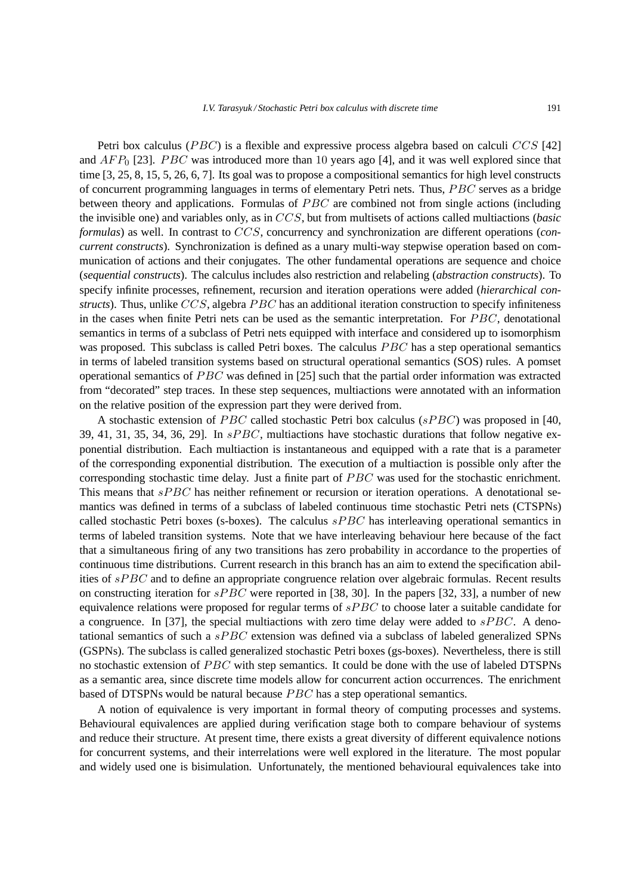Petri box calculus ($PBC$) is a flexible and expressive process algebra based on calculi $CCS$ [42] and $AFP_0$ [23]. $PBC$ was introduced more than 10 years ago [4], and it was well explored since that time [3, 25, 8, 15, 5, 26, 6, 7]. Its goal was to propose a compositional semantics for high level constructs of concurrent programming languages in terms of elementary Petri nets. Thus, $PBC$ serves as a bridge between theory and applications. Formulas of $PBC$ are combined not from single actions (including the invisible one) and variables only, as in $CCS$, but from multisets of actions called multiactions (*basic formulas*) as well. In contrast to $CCS$, concurrency and synchronization are different operations (*concurrent constructs*). Synchronization is defined as a unary multi-way stepwise operation based on communication of actions and their conjugates. The other fundamental operations are sequence and choice (*sequential constructs*). The calculus includes also restriction and relabeling (*abstraction constructs*). To specify infinite processes, refinement, recursion and iteration operations were added (*hierarchical constructs*). Thus, unlike $CCS$, algebra $PBC$ has an additional iteration construction to specify infiniteness in the cases when finite Petri nets can be used as the semantic interpretation. For $PBC$, denotational semantics in terms of a subclass of Petri nets equipped with interface and considered up to isomorphism was proposed. This subclass is called Petri boxes. The calculus $PBC$ has a step operational semantics in terms of labeled transition systems based on structural operational semantics (SOS) rules. A pomset operational semantics of $PBC$ was defined in [25] such that the partial order information was extracted from "decorated" step traces. In these step sequences, multiactions were annotated with an information on the relative position of the expression part they were derived from.

A stochastic extension of $PBC$ called stochastic Petri box calculus ($sPBC$) was proposed in [40, 39, 41, 31, 35, 34, 36, 29]. In $sPBC$, multiactions have stochastic durations that follow negative exponential distribution. Each multiaction is instantaneous and equipped with a rate that is a parameter of the corresponding exponential distribution. The execution of a multiaction is possible only after the corresponding stochastic time delay. Just a finite part of $PBC$ was used for the stochastic enrichment. This means that $sPBC$ has neither refinement or recursion or iteration operations. A denotational semantics was defined in terms of a subclass of labeled continuous time stochastic Petri nets (CTSPNs) called stochastic Petri boxes (s-boxes). The calculus $sPBC$ has interleaving operational semantics in terms of labeled transition systems. Note that we have interleaving behaviour here because of the fact that a simultaneous firing of any two transitions has zero probability in accordance to the properties of continuous time distributions. Current research in this branch has an aim to extend the specification abilities of $sPBC$ and to define an appropriate congruence relation over algebraic formulas. Recent results on constructing iteration for $sPBC$ were reported in [38, 30]. In the papers [32, 33], a number of new equivalence relations were proposed for regular terms of $sPBC$ to choose later a suitable candidate for a congruence. In [37], the special multiactions with zero time delay were added to $sPBC$. A denotational semantics of such a $sPBC$ extension was defined via a subclass of labeled generalized SPNs (GSPNs). The subclass is called generalized stochastic Petri boxes (gs-boxes). Nevertheless, there is still no stochastic extension of $PBC$ with step semantics. It could be done with the use of labeled DTSPNs as a semantic area, since discrete time models allow for concurrent action occurrences. The enrichment based of DTSPNs would be natural because $PBC$ has a step operational semantics.

A notion of equivalence is very important in formal theory of computing processes and systems. Behavioural equivalences are applied during verification stage both to compare behaviour of systems and reduce their structure. At present time, there exists a great diversity of different equivalence notions for concurrent systems, and their interrelations were well explored in the literature. The most popular and widely used one is bisimulation. Unfortunately, the mentioned behavioural equivalences take into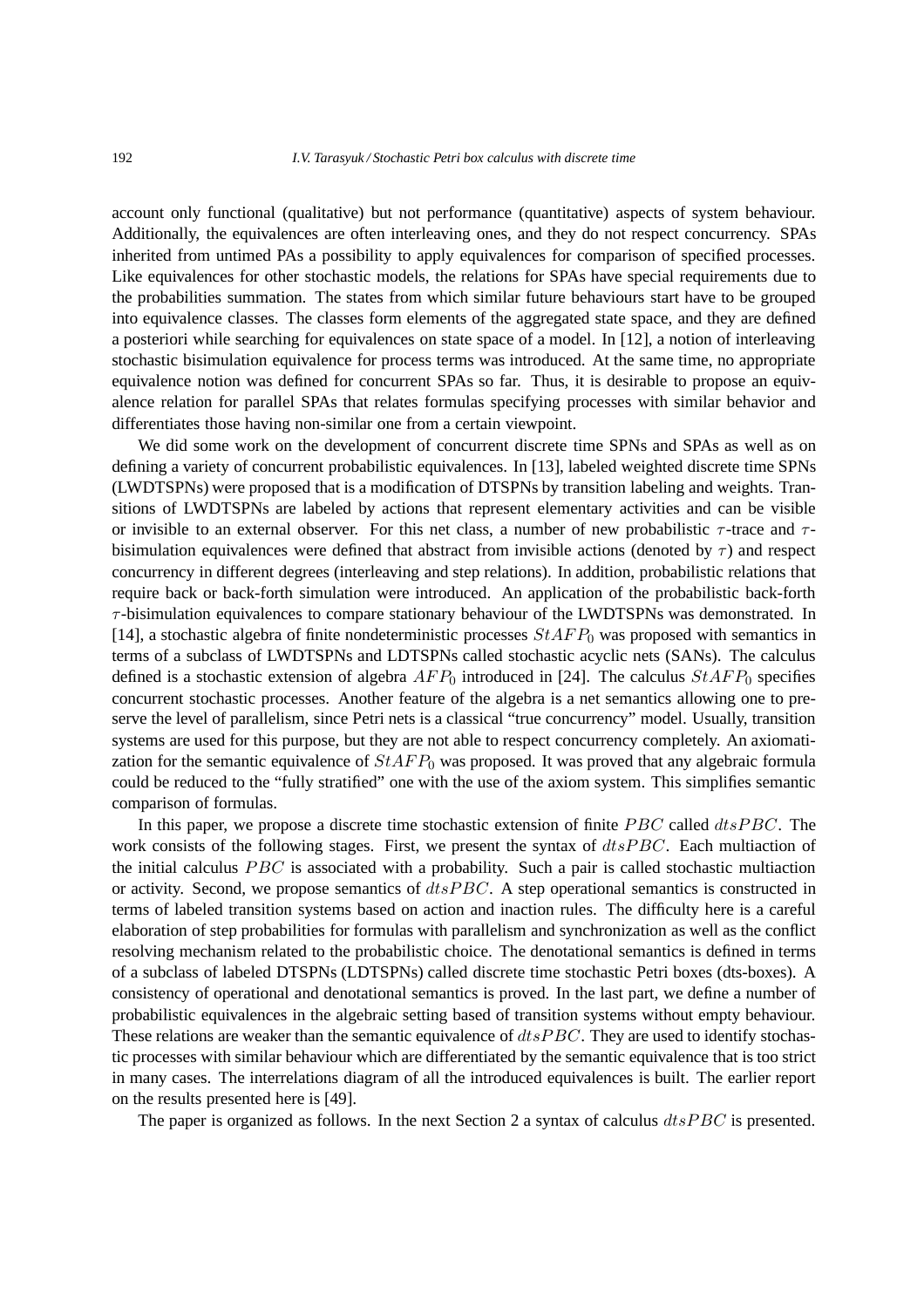account only functional (qualitative) but not performance (quantitative) aspects of system behaviour. Additionally, the equivalences are often interleaving ones, and they do not respect concurrency. SPAs inherited from untimed PAs a possibility to apply equivalences for comparison of specified processes. Like equivalences for other stochastic models, the relations for SPAs have special requirements due to the probabilities summation. The states from which similar future behaviours start have to be grouped into equivalence classes. The classes form elements of the aggregated state space, and they are defined a posteriori while searching for equivalences on state space of a model. In [12], a notion of interleaving stochastic bisimulation equivalence for process terms was introduced. At the same time, no appropriate equivalence notion was defined for concurrent SPAs so far. Thus, it is desirable to propose an equivalence relation for parallel SPAs that relates formulas specifying processes with similar behavior and differentiates those having non-similar one from a certain viewpoint.

We did some work on the development of concurrent discrete time SPNs and SPAs as well as on defining a variety of concurrent probabilistic equivalences. In [13], labeled weighted discrete time SPNs (LWDTSPNs) were proposed that is a modification of DTSPNs by transition labeling and weights. Transitions of LWDTSPNs are labeled by actions that represent elementary activities and can be visible or invisible to an external observer. For this net class, a number of new probabilistic $\tau$-trace and $\tau$-bisimulation equivalences were defined that abstract from invisible actions (denoted by $\tau$) and respect concurrency in different degrees (interleaving and step relations). In addition, probabilistic relations that require back or back-forth simulation were introduced. An application of the probabilistic back-forth $\tau$-bisimulation equivalences to compare stationary behaviour of the LWDTSPNs was demonstrated. In [14], a stochastic algebra of finite nondeterministic processes $StAFP_0$ was proposed with semantics in terms of a subclass of LWDTSPNs and LDTSPNs called stochastic acyclic nets (SANs). The calculus defined is a stochastic extension of algebra $AFP_0$ introduced in [24]. The calculus $StAFP_0$ specifies concurrent stochastic processes. Another feature of the algebra is a net semantics allowing one to preserve the level of parallelism, since Petri nets is a classical "true concurrency" model. Usually, transition systems are used for this purpose, but they are not able to respect concurrency completely. An axiomatization for the semantic equivalence of $StAFP_0$ was proposed. It was proved that any algebraic formula could be reduced to the "fully stratified" one with the use of the axiom system. This simplifies semantic comparison of formulas.

In this paper, we propose a discrete time stochastic extension of finite $PBC$ called $dtsPBC$. The work consists of the following stages. First, we present the syntax of $dtsPBC$. Each multiaction of the initial calculus $PBC$ is associated with a probability. Such a pair is called stochastic multiaction or activity. Second, we propose semantics of $dtsPBC$. A step operational semantics is constructed in terms of labeled transition systems based on action and inaction rules. The difficulty here is a careful elaboration of step probabilities for formulas with parallelism and synchronization as well as the conflict resolving mechanism related to the probabilistic choice. The denotational semantics is defined in terms of a subclass of labeled DTSPNs (LDTSPNs) called discrete time stochastic Petri boxes (dts-boxes). A consistency of operational and denotational semantics is proved. In the last part, we define a number of probabilistic equivalences in the algebraic setting based of transition systems without empty behaviour. These relations are weaker than the semantic equivalence of $dtsPBC$. They are used to identify stochastic processes with similar behaviour which are differentiated by the semantic equivalence that is too strict in many cases. The interrelations diagram of all the introduced equivalences is built. The earlier report on the results presented here is [49].

The paper is organized as follows. In the next Section 2 a syntax of calculus $dtsPBC$ is presented.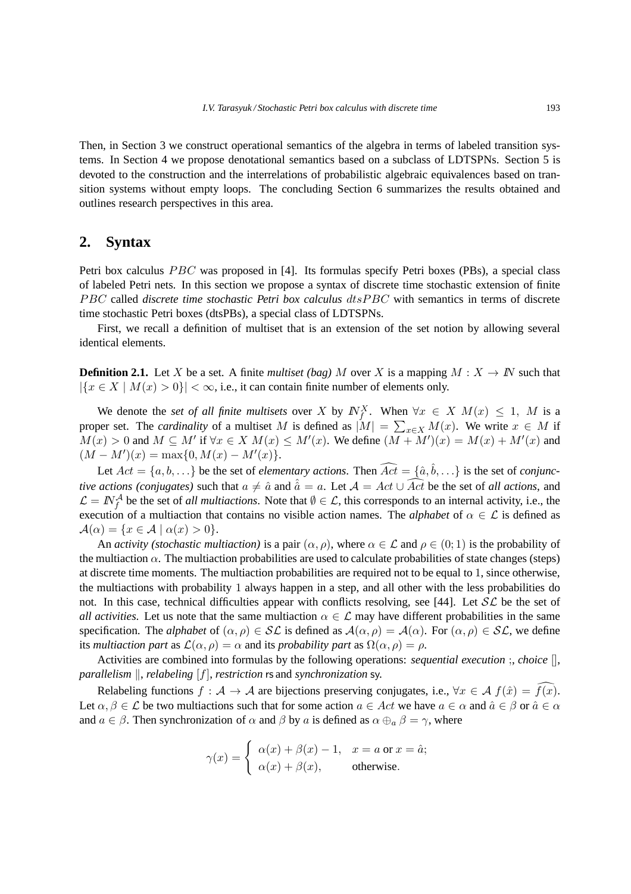Then, in Section 3 we construct operational semantics of the algebra in terms of labeled transition systems. In Section 4 we propose denotational semantics based on a subclass of LDTSPNs. Section 5 is devoted to the construction and the interrelations of probabilistic algebraic equivalences based on transition systems without empty loops. The concluding Section 6 summarizes the results obtained and outlines research perspectives in this area.

## 2. Syntax

Petri box calculus $PBC$ was proposed in [4]. Its formulas specify Petri boxes (PBs), a special class of labeled Petri nets. In this section we propose a syntax of discrete time stochastic extension of finite $PBC$ called *discrete time stochastic Petri box calculus* $dtsPBC$ with semantics in terms of discrete time stochastic Petri boxes (dtsPBs), a special class of LDTSPNs.

First, we recall a definition of multiset that is an extension of the set notion by allowing several identical elements.

**Definition 2.1.** Let $X$ be a set. A finite *multiset (bag)* $M$ over $X$ is a mapping $M : X \to I\!N$ such that $|\{x \in X \mid M(x) > 0\}| < \infty$, i.e., it can contain finite number of elements only.

We denote the *set of all finite multisets* over $X$ by $I\!N_f^X$. When $\forall x \in X\ M(x) \leq 1$, $M$ is a proper set. The *cardinality* of a multiset $M$ is defined as $|M| = \sum_{x \in X} M(x)$. We write $x \in M$ if $M(x) > 0$ and $M \subseteq M'$ if $\forall x \in X\ M(x) \leq M'(x)$. We define $(M + M')(x) = M(x) + M'(x)$ and $(M - M')(x) = \max\{0, M(x) - M'(x)\}$.

Let $Act = \{a, b, \ldots\}$ be the set of *elementary actions*. Then $\widehat{Act} = \{\hat{a}, \hat{b}, \ldots\}$ is the set of *conjunctive actions (conjugates)* such that $a \neq \hat{a}$ and $\hat{\hat{a}} = a$. Let $\mathcal{A} = Act \cup \widehat{Act}$ be the set of *all actions*, and $\mathcal{L} = I\!N_f^{\mathcal{A}}$ be the set of *all multiactions*. Note that $\emptyset \in \mathcal{L}$, this corresponds to an internal activity, i.e., the execution of a multiaction that contains no visible action names. The *alphabet* of $\alpha \in \mathcal{L}$ is defined as $\mathcal{A}(\alpha) = \{x \in \mathcal{A} \mid \alpha(x) > 0\}$.

An *activity (stochastic multiaction)* is a pair $(\alpha, \rho)$, where $\alpha \in \mathcal{L}$ and $\rho \in (0; 1)$ is the probability of the multiaction $\alpha$. The multiaction probabilities are used to calculate probabilities of state changes (steps) at discrete time moments. The multiaction probabilities are required not to be equal to 1, since otherwise, the multiactions with probability 1 always happen in a step, and all other with the less probabilities do not. In this case, technical difficulties appear with conflicts resolving, see [44]. Let $\mathcal{SL}$ be the set of *all activities*. Let us note that the same multiaction $\alpha \in \mathcal{L}$ may have different probabilities in the same specification. The *alphabet* of $(\alpha, \rho) \in \mathcal{SL}$ is defined as $\mathcal{A}(\alpha, \rho) = \mathcal{A}(\alpha)$. For $(\alpha, \rho) \in \mathcal{SL}$, we define its *multiaction part* as $\mathcal{L}(\alpha, \rho) = \alpha$ and its *probability part* as $\Omega(\alpha, \rho) = \rho$.

Activities are combined into formulas by the following operations: *sequential execution* $;$, *choice* $[]$, *parallelism* $\|$, *relabeling* $[f]$, *restriction* $\mathsf{rs}$ and *synchronization* $\mathsf{sy}$.

Relabeling functions $f : \mathcal{A} \to \mathcal{A}$ are bijections preserving conjugates, i.e., $\forall x \in \mathcal{A}\ f(\hat{x}) = \widehat{f(x)}$. Let $\alpha, \beta \in \mathcal{L}$ be two multiactions such that for some action $a \in Act$ we have $a \in \alpha$ and $\hat{a} \in \beta$ or $\hat{a} \in \alpha$ and $a \in \beta$. Then synchronization of $\alpha$ and $\beta$ by $a$ is defined as $\alpha \oplus_a \beta = \gamma$, where

$$\gamma(x) = \begin{cases} \alpha(x) + \beta(x) - 1, & x = a \text{ or } x = \hat{a}; \\ \alpha(x) + \beta(x), & \text{otherwise}. \end{cases}$$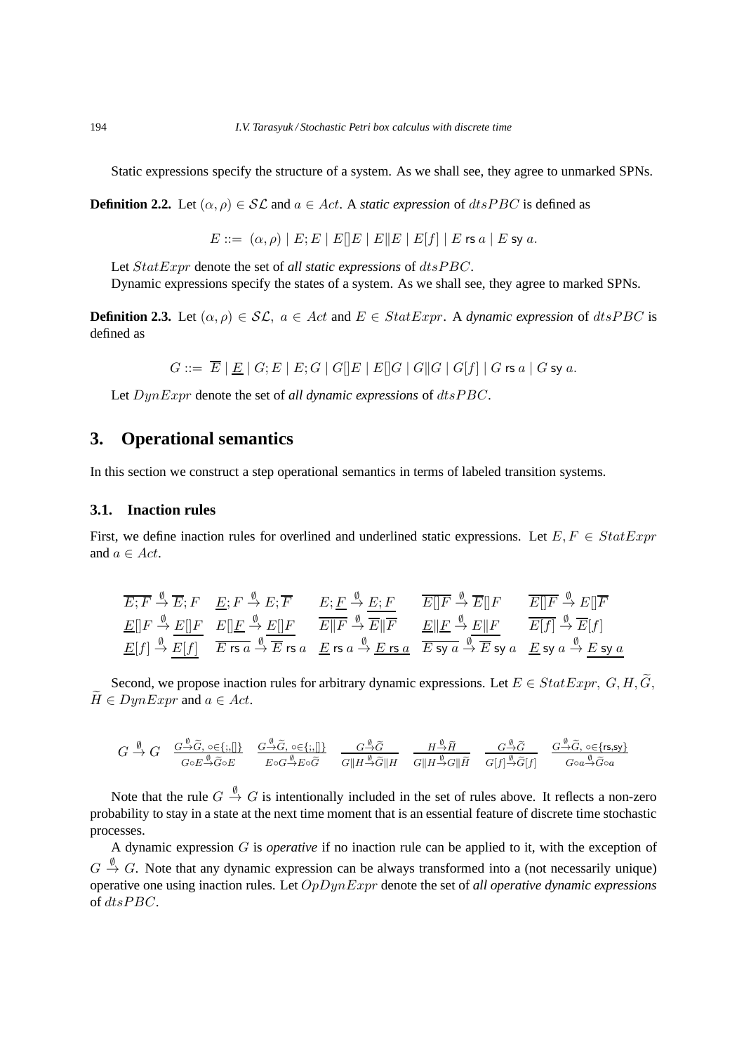Static expressions specify the structure of a system. As we shall see, they agree to unmarked SPNs.

**Definition 2.2.** Let $(\alpha, \rho) \in \mathcal{SL}$ and $a \in Act$. A *static expression* of $dtsPBC$ is defined as

$$E ::= \ (\alpha, \rho) \mid E; E \mid E[]E \mid E \| E \mid E[f] \mid E \text{ rs } a \mid E \text{ sy } a.$$

Let $StatExpr$ denote the set of *all static expressions* of $dtsPBC$.

Dynamic expressions specify the states of a system. As we shall see, they agree to marked SPNs.

**Definition 2.3.** Let $(\alpha, \rho) \in \mathcal{SL},\ a \in Act$ and $E \in StatExpr$. A *dynamic expression* of $dtsPBC$ is defined as

$$G ::= \ \overline{E} \mid \underline{E} \mid G; E \mid E; G \mid G[]E \mid E[]G \mid G \| G \mid G[f] \mid G \text{ rs } a \mid G \text{ sy } a.$$

Let $DynExpr$ denote the set of *all dynamic expressions* of $dtsPBC$.

# 3. Operational semantics

In this section we construct a step operational semantics in terms of labeled transition systems.

## 3.1. Inaction rules

First, we define inaction rules for overlined and underlined static expressions. Let $E, F \in StatExpr$ and $a \in Act$.

$$\begin{array}{lllll}
\overline{E; F} \stackrel{\emptyset}{\rightarrow} \overline{E}; F & \underline{E}; F \stackrel{\emptyset}{\rightarrow} E; \overline{F} & E; \underline{F} \stackrel{\emptyset}{\rightarrow} \underline{E; F} & \overline{E[]F} \stackrel{\emptyset}{\rightarrow} \overline{E}[]F & \overline{E[]F} \stackrel{\emptyset}{\rightarrow} E[]\overline{F} \\
\underline{E}[]F \stackrel{\emptyset}{\rightarrow} \underline{E[]F} & E[]\underline{F} \stackrel{\emptyset}{\rightarrow} \underline{E[]F} & \overline{E\|F} \stackrel{\emptyset}{\rightarrow} \overline{E}\|\overline{F} & \underline{E}\|\underline{F} \stackrel{\emptyset}{\rightarrow} \underline{E\|F} & \overline{E[f]} \stackrel{\emptyset}{\rightarrow} \overline{E}[f] \\
\underline{E}[f] \stackrel{\emptyset}{\rightarrow} \underline{E[f]} & \overline{E \text{ rs } a} \stackrel{\emptyset}{\rightarrow} \overline{E} \text{ rs } a & \underline{E} \text{ rs } a \stackrel{\emptyset}{\rightarrow} \underline{E \text{ rs } a} & \overline{E \text{ sy } a} \stackrel{\emptyset}{\rightarrow} \overline{E} \text{ sy } a & \underline{E} \text{ sy } a \stackrel{\emptyset}{\rightarrow} \underline{E \text{ sy } a}
\end{array}$$

Second, we propose inaction rules for arbitrary dynamic expressions. Let $E \in StatExpr,\ G, H, \widetilde{G}, \widetilde{H} \in DynExpr$ and $a \in Act$.

$$G \stackrel{\emptyset}{\rightarrow} G \quad \frac{G \stackrel{\emptyset}{\rightarrow} \widetilde{G},\ \circ \in \{;, []\}}{G \circ E \stackrel{\emptyset}{\rightarrow} \widetilde{G} \circ E} \quad \frac{G \stackrel{\emptyset}{\rightarrow} \widetilde{G},\ \circ \in \{;, []\}}{E \circ G \stackrel{\emptyset}{\rightarrow} E \circ \widetilde{G}} \quad \frac{G \stackrel{\emptyset}{\rightarrow} \widetilde{G}}{G \| H \stackrel{\emptyset}{\rightarrow} \widetilde{G} \| H} \quad \frac{H \stackrel{\emptyset}{\rightarrow} \widetilde{H}}{G \| H \stackrel{\emptyset}{\rightarrow} G \| \widetilde{H}} \quad \frac{G \stackrel{\emptyset}{\rightarrow} \widetilde{G}}{G[f] \stackrel{\emptyset}{\rightarrow} \widetilde{G}[f]} \quad \frac{G \stackrel{\emptyset}{\rightarrow} \widetilde{G},\ \circ \in \{\text{rs}, \text{sy}\}}{G \circ a \stackrel{\emptyset}{\rightarrow} \widetilde{G} \circ a}$$

Note that the rule $G \stackrel{\emptyset}{\rightarrow} G$ is intentionally included in the set of rules above. It reflects a non-zero probability to stay in a state at the next time moment that is an essential feature of discrete time stochastic processes.

A dynamic expression $G$ is *operative* if no inaction rule can be applied to it, with the exception of $G \stackrel{\emptyset}{\rightarrow} G$. Note that any dynamic expression can be always transformed into a (not necessarily unique) operative one using inaction rules. Let $OpDynExpr$ denote the set of *all operative dynamic expressions* of $dtsPBC$.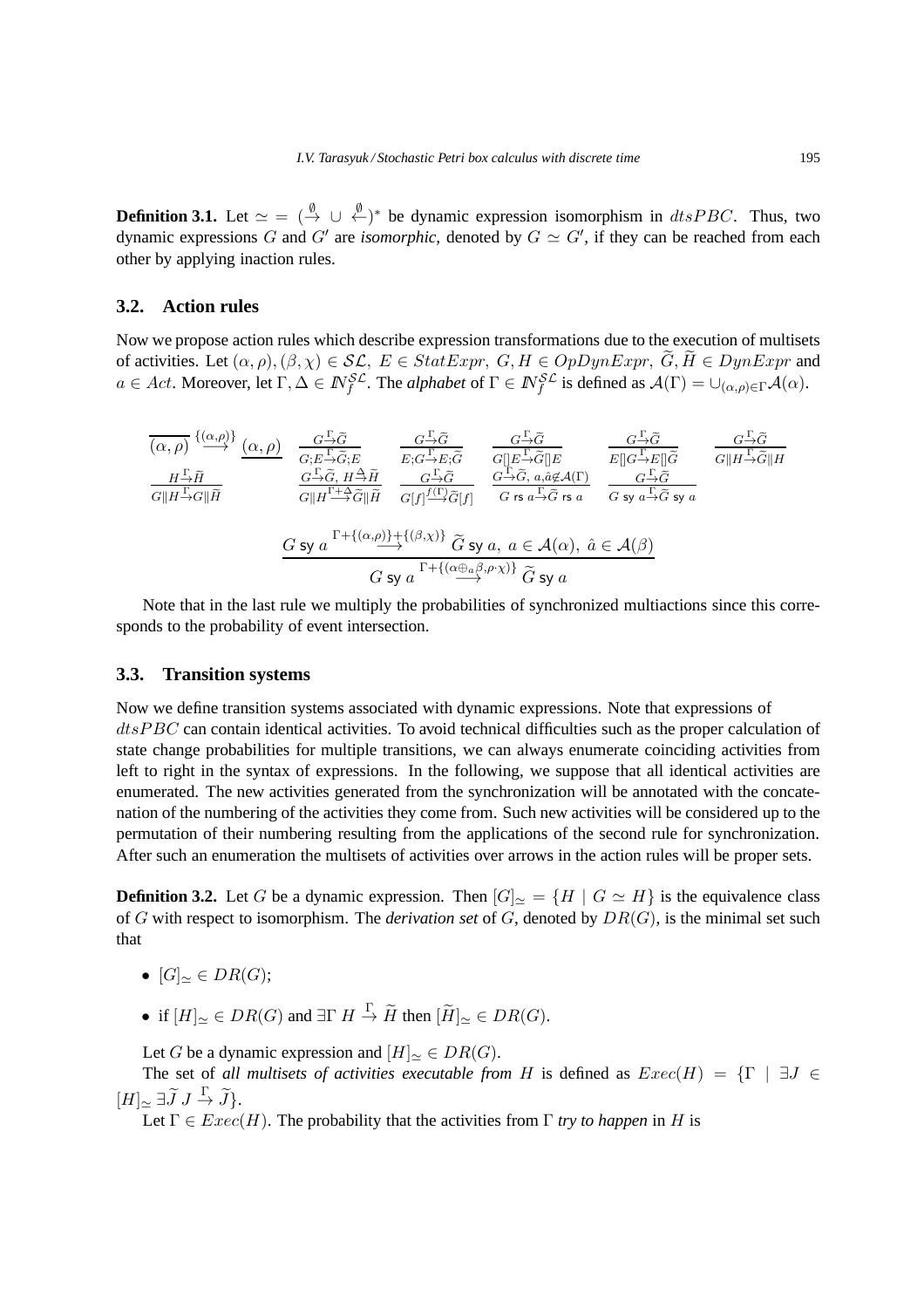**Definition 3.1.** Let $\simeq \; = \; (\stackrel{\emptyset}{\rightarrow} \cup \stackrel{\emptyset}{\leftarrow})^*$ be dynamic expression isomorphism in $dtsPBC$. Thus, two dynamic expressions $G$ and $G'$ are *isomorphic*, denoted by $G \simeq G'$, if they can be reached from each other by applying inaction rules.

### 3.2. Action rules

Now we propose action rules which describe expression transformations due to the execution of multisets of activities. Let $(\alpha, \rho), (\beta, \chi) \in \mathcal{SL}$, $E \in StatExpr$, $G, H \in OpDynExpr$, $\widetilde{G}, \widetilde{H} \in DynExpr$ and $a \in Act$. Moreover, let $\Gamma, \Delta \in I\!N_f^{\mathcal{SL}}$. The *alphabet* of $\Gamma \in I\!N_f^{\mathcal{SL}}$ is defined as $\mathcal{A}(\Gamma) = \cup_{(\alpha,\rho)\in\Gamma}\mathcal{A}(\alpha)$.

$$\frac{}{\overline{(\alpha,\rho)} \stackrel{\{(\alpha,\rho)\}}{\longrightarrow} \underline{(\alpha,\rho)}} \quad \frac{G \stackrel{\Gamma}{\to} \widetilde{G}}{G;E \stackrel{\Gamma}{\to} \widetilde{G};E} \quad \frac{G \stackrel{\Gamma}{\to} \widetilde{G}}{E;G \stackrel{\Gamma}{\to} E;\widetilde{G}} \quad \frac{G \stackrel{\Gamma}{\to} \widetilde{G}}{G[]E \stackrel{\Gamma}{\to} \widetilde{G}[]E} \quad \frac{G \stackrel{\Gamma}{\to} \widetilde{G}}{E[]G \stackrel{\Gamma}{\to} E[]\widetilde{G}} \quad \frac{G \stackrel{\Gamma}{\to} \widetilde{G}}{G\|H \stackrel{\Gamma}{\to} \widetilde{G}\|H}$$

$$\frac{H \stackrel{\Gamma}{\to} \widetilde{H}}{G\|H \stackrel{\Gamma}{\to} G\|\widetilde{H}} \quad \frac{G \stackrel{\Gamma}{\to} \widetilde{G},\ H \stackrel{\Delta}{\to} \widetilde{H}}{G\|H \stackrel{\Gamma+\Delta}{\longrightarrow} \widetilde{G}\|\widetilde{H}} \quad \frac{G \stackrel{\Gamma}{\to} \widetilde{G}}{G[f] \stackrel{f(\Gamma)}{\longrightarrow} \widetilde{G}[f]} \quad \frac{G \stackrel{\Gamma}{\to} \widetilde{G},\ a, \hat{a} \notin \mathcal{A}(\Gamma)}{G \text{ rs } a \stackrel{\Gamma}{\to} \widetilde{G} \text{ rs } a} \quad \frac{G \stackrel{\Gamma}{\to} \widetilde{G}}{G \text{ sy } a \stackrel{\Gamma}{\to} \widetilde{G} \text{ sy } a}$$

$$\frac{G \text{ sy } a \stackrel{\Gamma + \{(\alpha,\rho)\} + \{(\beta,\chi)\}}{\longrightarrow} \widetilde{G} \text{ sy } a,\ a \in \mathcal{A}(\alpha),\ \hat{a} \in \mathcal{A}(\beta)}{G \text{ sy } a \stackrel{\Gamma + \{(\alpha \oplus_a \beta, \rho\cdot\chi)\}}{\longrightarrow} \widetilde{G} \text{ sy } a}$$

Note that in the last rule we multiply the probabilities of synchronized multiactions since this corresponds to the probability of event intersection.

### 3.3. Transition systems

Now we define transition systems associated with dynamic expressions. Note that expressions of $dtsPBC$ can contain identical activities. To avoid technical difficulties such as the proper calculation of state change probabilities for multiple transitions, we can always enumerate coinciding activities from left to right in the syntax of expressions. In the following, we suppose that all identical activities are enumerated. The new activities generated from the synchronization will be annotated with the concatenation of the numbering of the activities they come from. Such new activities will be considered up to the permutation of their numbering resulting from the applications of the second rule for synchronization. After such an enumeration the multisets of activities over arrows in the action rules will be proper sets.

**Definition 3.2.** Let $G$ be a dynamic expression. Then $[G]_\simeq = \{H \mid G \simeq H\}$ is the equivalence class of $G$ with respect to isomorphism. The *derivation set* of $G$, denoted by $DR(G)$, is the minimal set such that

- $[G]_\simeq \in DR(G)$;
- if $[H]_\simeq \in DR(G)$ and $\exists \Gamma\ H \stackrel{\Gamma}{\to} \widetilde{H}$ then $[\widetilde{H}]_\simeq \in DR(G)$.

Let $G$ be a dynamic expression and $[H]_\simeq \in DR(G)$.

The set of *all multisets of activities executable from* $H$ is defined as $Exec(H) = \{\Gamma \mid \exists J \in [H]_\simeq\ \exists \widetilde{J}\ J \stackrel{\Gamma}{\to} \widetilde{J}\}$.

Let $\Gamma \in Exec(H)$. The probability that the activities from $\Gamma$ *try to happen* in $H$ is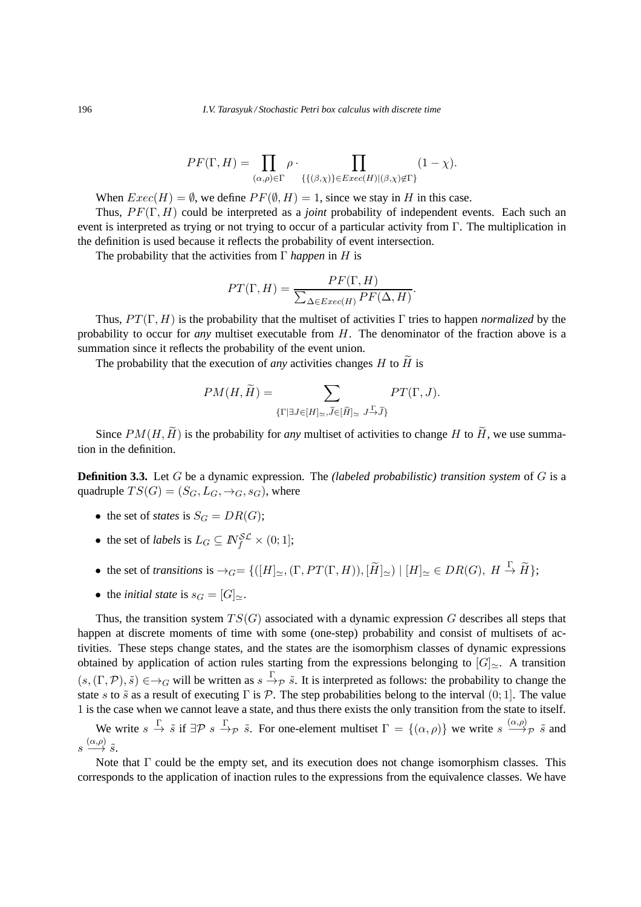$$PF(\Gamma, H) = \prod_{(\alpha,\rho)\in\Gamma} \rho \cdot \prod_{\{\{(\beta,\chi)\}\in Exec(H) \mid (\beta,\chi)\notin\Gamma\}} (1-\chi).$$

When $Exec(H) = \emptyset$, we define $PF(\emptyset, H) = 1$, since we stay in $H$ in this case.

Thus, $PF(\Gamma, H)$ could be interpreted as a *joint* probability of independent events. Each such an event is interpreted as trying or not trying to occur of a particular activity from $\Gamma$. The multiplication in the definition is used because it reflects the probability of event intersection.

The probability that the activities from $\Gamma$ *happen* in $H$ is

$$PT(\Gamma, H) = \frac{PF(\Gamma, H)}{\sum_{\Delta\in Exec(H)} PF(\Delta, H)}.$$

Thus, $PT(\Gamma, H)$ is the probability that the multiset of activities $\Gamma$ tries to happen *normalized* by the probability to occur for *any* multiset executable from $H$. The denominator of the fraction above is a summation since it reflects the probability of the event union.

The probability that the execution of *any* activities changes $H$ to $\widetilde{H}$ is

$$PM(H, \widetilde{H}) = \sum_{\{\Gamma \mid \exists J\in[H]_\simeq, \widetilde{J}\in[\widetilde{H}]_\simeq \ J \stackrel{\Gamma}{\to} \widetilde{J}\}} PT(\Gamma, J).$$

Since $PM(H, \widetilde{H})$ is the probability for *any* multiset of activities to change $H$ to $\widetilde{H}$, we use summation in the definition.

**Definition 3.3.** Let $G$ be a dynamic expression. The *(labeled probabilistic) transition system* of $G$ is a quadruple $TS(G) = (S_G, L_G, \to_G, s_G)$, where

- the set of *states* is $S_G = DR(G)$;
- the set of *labels* is $L_G \subseteq I\!N_f^{\mathcal{SL}} \times (0; 1]$;
- the set of *transitions* is $\to_G = \{([H]_\simeq, (\Gamma, PT(\Gamma, H)), [\widetilde{H}]_\simeq) \mid [H]_\simeq \in DR(G),\ H \stackrel{\Gamma}{\to} \widetilde{H}\}$;
- the *initial state* is $s_G = [G]_\simeq$.

Thus, the transition system $TS(G)$ associated with a dynamic expression $G$ describes all steps that happen at discrete moments of time with some (one-step) probability and consist of multisets of activities. These steps change states, and the states are the isomorphism classes of dynamic expressions obtained by application of action rules starting from the expressions belonging to $[G]_\simeq$. A transition $(s, (\Gamma, \mathcal{P}), \tilde{s}) \in \to_G$ will be written as $s \stackrel{\Gamma}{\to}_{\mathcal{P}} \tilde{s}$. It is interpreted as follows: the probability to change the state $s$ to $\tilde{s}$ as a result of executing $\Gamma$ is $\mathcal{P}$. The step probabilities belong to the interval $(0; 1]$. The value 1 is the case when we cannot leave a state, and thus there exists the only transition from the state to itself.

We write $s \stackrel{\Gamma}{\to} \tilde{s}$ if $\exists \mathcal{P}\ s \stackrel{\Gamma}{\to}_{\mathcal{P}} \tilde{s}$. For one-element multiset $\Gamma = \{(\alpha, \rho)\}$ we write $s \stackrel{(\alpha,\rho)}{\longrightarrow}_{\mathcal{P}} \tilde{s}$ and $s \stackrel{(\alpha,\rho)}{\longrightarrow} \tilde{s}$.

Note that $\Gamma$ could be the empty set, and its execution does not change isomorphism classes. This corresponds to the application of inaction rules to the expressions from the equivalence classes. We have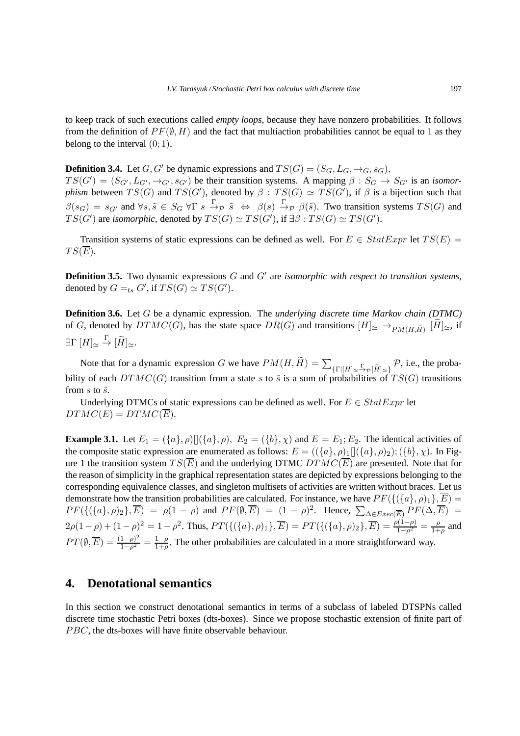to keep track of such executions called *empty loops*, because they have nonzero probabilities. It follows from the definition of $PF(\emptyset, H)$ and the fact that multiaction probabilities cannot be equal to 1 as they belong to the interval $(0;1)$.

**Definition 3.4.** Let $G, G'$ be dynamic expressions and $TS(G) = (S_G, L_G, \rightarrow_G, s_G)$, $TS(G') = (S_{G'}, L_{G'}, \rightarrow_{G'}, s_{G'})$ be their transition systems. A mapping $\beta : S_G \rightarrow S_{G'}$ is an *isomorphism* between $TS(G)$ and $TS(G')$, denoted by $\beta : TS(G) \simeq TS(G')$, if $\beta$ is a bijection such that $\beta(s_G) = s_{G'}$ and $\forall s, \tilde{s} \in S_G \; \forall \Gamma \; s \stackrel{\Gamma}{\rightarrow}_{\mathcal{P}} \tilde{s} \;\Leftrightarrow\; \beta(s) \stackrel{\Gamma}{\rightarrow}_{\mathcal{P}} \beta(\tilde{s})$. Two transition systems $TS(G)$ and $TS(G')$ are *isomorphic*, denoted by $TS(G) \simeq TS(G')$, if $\exists \beta : TS(G) \simeq TS(G')$.

Transition systems of static expressions can be defined as well. For $E \in StatExpr$ let $TS(E) = TS(\overline{E})$.

**Definition 3.5.** Two dynamic expressions $G$ and $G'$ are *isomorphic with respect to transition systems*, denoted by $G =_{ts} G'$, if $TS(G) \simeq TS(G')$.

**Definition 3.6.** Let $G$ be a dynamic expression. The *underlying discrete time Markov chain (DTMC)* of $G$, denoted by $DTMC(G)$, has the state space $DR(G)$ and transitions $[H]_\simeq \rightarrow_{PM(H,\widetilde{H})} [\widetilde{H}]_\simeq$, if $\exists \Gamma \; [H]_\simeq \stackrel{\Gamma}{\rightarrow} [\widetilde{H}]_\simeq$.

Note that for a dynamic expression $G$ we have $PM(H, \widetilde{H}) = \sum_{\{\Gamma | [H]_\simeq \stackrel{\Gamma}{\rightarrow}_{\mathcal{P}} [\widetilde{H}]_\simeq\}} \mathcal{P}$, i.e., the probability of each $DTMC(G)$ transition from a state $s$ to $\tilde{s}$ is a sum of probabilities of $TS(G)$ transitions from $s$ to $\tilde{s}$.

Underlying DTMCs of static expressions can be defined as well. For $E \in StatExpr$ let $DTMC(E) = DTMC(\overline{E})$.

**Example 3.1.** Let $E_1 = (\{a\}, \rho)[](\{a\}, \rho),\; E_2 = (\{b\}, \chi)$ and $E = E_1; E_2$. The identical activities of the composite static expression are enumerated as follows: $E = ((\{a\}, \rho)_1[](\{a\}, \rho)_2); (\{b\}, \chi)$. In Figure 1 the transition system $TS(\overline{E})$ and the underlying DTMC $DTMC(\overline{E})$ are presented. Note that for the reason of simplicity in the graphical representation states are depicted by expressions belonging to the corresponding equivalence classes, and singleton multisets of activities are written without braces. Let us demonstrate how the transition probabilities are calculated. For instance, we have $PF(\{(\{a\}, \rho)_1\}, \overline{E}) = PF(\{(\{a\}, \rho)_2\}, \overline{E}) = \rho(1-\rho)$ and $PF(\emptyset, \overline{E}) = (1-\rho)^2$. Hence, $\sum_{\Delta \in Exec(\overline{E})} PF(\Delta, \overline{E}) = 2\rho(1-\rho) + (1-\rho)^2 = 1 - \rho^2$. Thus, $PT(\{(\{a\}, \rho)_1\}, \overline{E}) = PT(\{(\{a\}, \rho)_2\}, \overline{E}) = \frac{\rho(1-\rho)}{1-\rho^2} = \frac{\rho}{1+\rho}$ and $PT(\emptyset, \overline{E}) = \frac{(1-\rho)^2}{1-\rho^2} = \frac{1-\rho}{1+\rho}$. The other probabilities are calculated in a more straightforward way.

## 4. Denotational semantics

In this section we construct denotational semantics in terms of a subclass of labeled DTSPNs called discrete time stochastic Petri boxes (dts-boxes). Since we propose stochastic extension of finite part of $PBC$, the dts-boxes will have finite observable behaviour.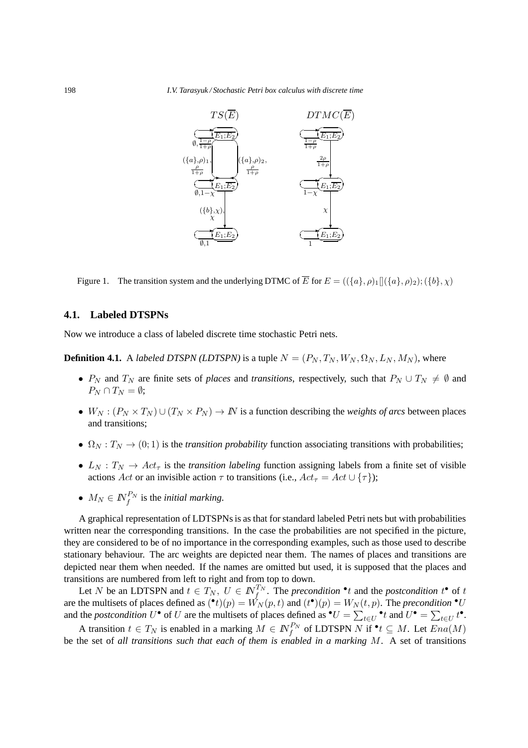Figure 1. The transition system and the underlying DTMC of $\overline{E}$ for $E = ((\{a\}, \rho)_1 [] (\{a\}, \rho)_2); (\{b\}, \chi)$

## 4.1. Labeled DTSPNs

Now we introduce a class of labeled discrete time stochastic Petri nets.

**Definition 4.1.** A *labeled DTSPN (LDTSPN)* is a tuple $N = (P_N, T_N, W_N, \Omega_N, L_N, M_N)$, where

- $P_N$ and $T_N$ are finite sets of *places* and *transitions*, respectively, such that $P_N \cup T_N \neq \emptyset$ and $P_N \cap T_N = \emptyset$;
- $W_N : (P_N \times T_N) \cup (T_N \times P_N) \to \mathbb{N}$ is a function describing the *weights of arcs* between places and transitions;
- $\Omega_N : T_N \to (0; 1)$ is the *transition probability* function associating transitions with probabilities;
- $L_N : T_N \to Act_\tau$ is the *transition labeling* function assigning labels from a finite set of visible actions $Act$ or an invisible action $\tau$ to transitions (i.e., $Act_\tau = Act \cup \{\tau\}$);
- $M_N \in \mathbb{N}_f^{P_N}$ is the *initial marking*.

A graphical representation of LDTSPNs is as that for standard labeled Petri nets but with probabilities written near the corresponding transitions. In the case the probabilities are not specified in the picture, they are considered to be of no importance in the corresponding examples, such as those used to describe stationary behaviour. The arc weights are depicted near them. The names of places and transitions are depicted near them when needed. If the names are omitted but used, it is supposed that the places and transitions are numbered from left to right and from top to down.

Let $N$ be an LDTSPN and $t \in T_N$, $U \in \mathbb{N}_f^{T_N}$. The *precondition* ${}^\bullet t$ and the *postcondition* $t^\bullet$ of $t$ are the multisets of places defined as $({}^\bullet t)(p) = W_N(p, t)$ and $(t^\bullet)(p) = W_N(t, p)$. The *precondition* ${}^\bullet U$ and the *postcondition* $U^\bullet$ of $U$ are the multisets of places defined as ${}^\bullet U = \sum_{t \in U} {}^\bullet t$ and $U^\bullet = \sum_{t \in U} t^\bullet$.

A transition $t \in T_N$ is enabled in a marking $M \in \mathbb{N}_f^{P_N}$ of LDTSPN $N$ if ${}^\bullet t \subseteq M$. Let $Ena(M)$ be the set of *all transitions such that each of them is enabled in a marking* $M$. A set of transitions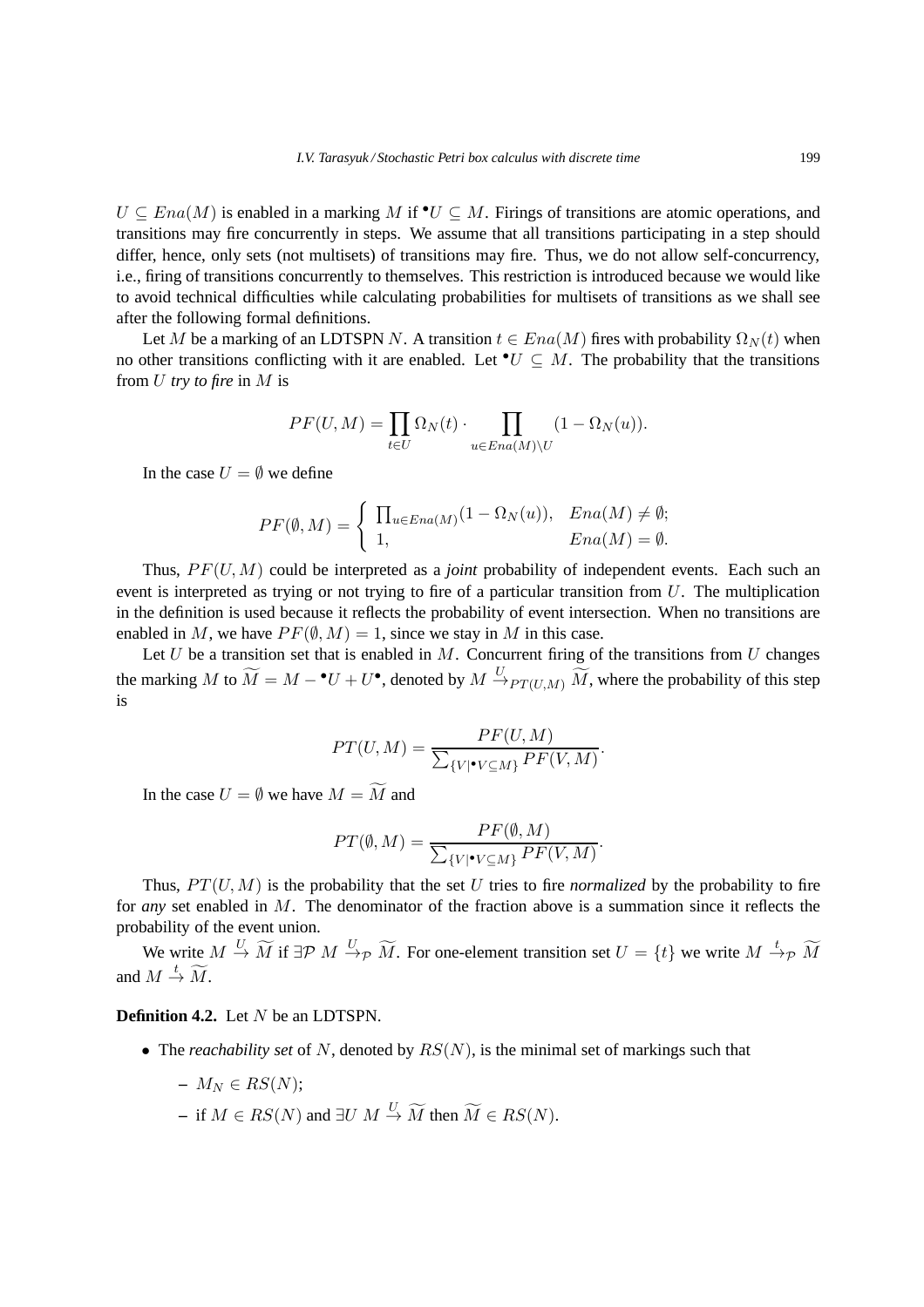$U \subseteq Ena(M)$ is enabled in a marking $M$ if ${}^\bullet U \subseteq M$. Firings of transitions are atomic operations, and transitions may fire concurrently in steps. We assume that all transitions participating in a step should differ, hence, only sets (not multisets) of transitions may fire. Thus, we do not allow self-concurrency, i.e., firing of transitions concurrently to themselves. This restriction is introduced because we would like to avoid technical difficulties while calculating probabilities for multisets of transitions as we shall see after the following formal definitions.

Let $M$ be a marking of an LDTSPN $N$. A transition $t \in Ena(M)$ fires with probability $\Omega_N(t)$ when no other transitions conflicting with it are enabled. Let ${}^\bullet U \subseteq M$. The probability that the transitions from $U$ *try to fire* in $M$ is

$$PF(U, M) = \prod_{t \in U} \Omega_N(t) \cdot \prod_{u \in Ena(M) \setminus U} (1 - \Omega_N(u)).$$

In the case $U = \emptyset$ we define

$$PF(\emptyset, M) = \begin{cases} \prod_{u \in Ena(M)} (1 - \Omega_N(u)), & Ena(M) \neq \emptyset; \\ 1, & Ena(M) = \emptyset. \end{cases}$$

Thus, $PF(U, M)$ could be interpreted as a *joint* probability of independent events. Each such an event is interpreted as trying or not trying to fire of a particular transition from $U$. The multiplication in the definition is used because it reflects the probability of event intersection. When no transitions are enabled in $M$, we have $PF(\emptyset, M) = 1$, since we stay in $M$ in this case.

Let $U$ be a transition set that is enabled in $M$. Concurrent firing of the transitions from $U$ changes the marking $M$ to $\widetilde{M} = M - {}^\bullet U + U^\bullet$, denoted by $M \stackrel{U}{\rightarrow}_{PT(U,M)} \widetilde{M}$, where the probability of this step is

$$PT(U, M) = \frac{PF(U, M)}{\sum_{\{V \mid {}^\bullet V \subseteq M\}} PF(V, M)}.$$

In the case $U = \emptyset$ we have $M = \widetilde{M}$ and

$$PT(\emptyset, M) = \frac{PF(\emptyset, M)}{\sum_{\{V \mid {}^\bullet V \subseteq M\}} PF(V, M)}.$$

Thus, $PT(U, M)$ is the probability that the set $U$ tries to fire *normalized* by the probability to fire for *any* set enabled in $M$. The denominator of the fraction above is a summation since it reflects the probability of the event union.

We write $M \stackrel{U}{\rightarrow} \widetilde{M}$ if $\exists \mathcal{P}\ M \stackrel{U}{\rightarrow}_{\mathcal{P}} \widetilde{M}$. For one-element transition set $U = \{t\}$ we write $M \stackrel{t}{\rightarrow}_{\mathcal{P}} \widetilde{M}$ and $M \stackrel{t}{\rightarrow} \widetilde{M}$.

**Definition 4.2.** Let $N$ be an LDTSPN.

- The *reachability set* of $N$, denoted by $RS(N)$, is the minimal set of markings such that
  - $M_N \in RS(N)$;
  - if $M \in RS(N)$ and $\exists U\ M \stackrel{U}{\rightarrow} \widetilde{M}$ then $\widetilde{M} \in RS(N)$.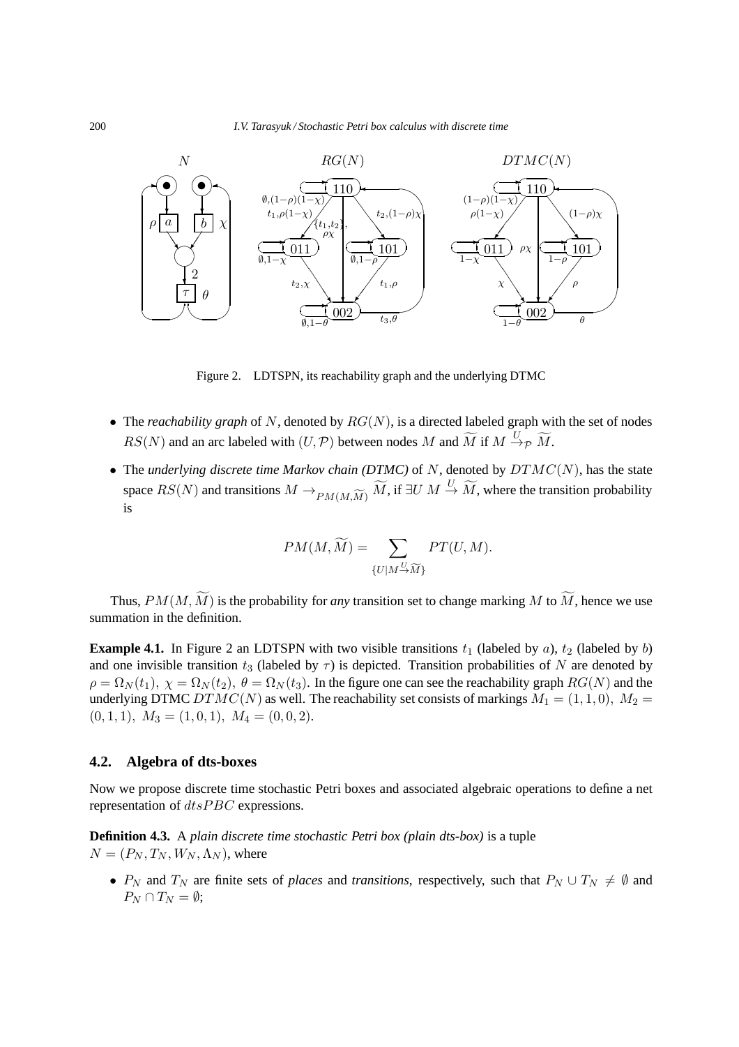Figure 2. LDTSPN, its reachability graph and the underlying DTMC

- The *reachability graph* of $N$, denoted by $RG(N)$, is a directed labeled graph with the set of nodes $RS(N)$ and an arc labeled with $(U, \mathcal{P})$ between nodes $M$ and $\widetilde{M}$ if $M \xrightarrow{U}_{\mathcal{P}} \widetilde{M}$.
- The *underlying discrete time Markov chain (DTMC)* of $N$, denoted by $DTMC(N)$, has the state space $RS(N)$ and transitions $M \rightarrow_{PM(M,\widetilde{M})} \widetilde{M}$, if $\exists U\ M \xrightarrow{U} \widetilde{M}$, where the transition probability is

$$PM(M, \widetilde{M}) = \sum_{\{U \mid M \xrightarrow{U} \widetilde{M}\}} PT(U, M).$$

Thus, $PM(M, \widetilde{M})$ is the probability for *any* transition set to change marking $M$ to $\widetilde{M}$, hence we use summation in the definition.

**Example 4.1.** In Figure 2 an LDTSPN with two visible transitions $t_1$ (labeled by $a$), $t_2$ (labeled by $b$) and one invisible transition $t_3$ (labeled by $\tau$) is depicted. Transition probabilities of $N$ are denoted by $\rho = \Omega_N(t_1),\ \chi = \Omega_N(t_2),\ \theta = \Omega_N(t_3)$. In the figure one can see the reachability graph $RG(N)$ and the underlying DTMC $DTMC(N)$ as well. The reachability set consists of markings $M_1 = (1, 1, 0),\ M_2 = (0, 1, 1),\ M_3 = (1, 0, 1),\ M_4 = (0, 0, 2)$.

## 4.2. Algebra of dts-boxes

Now we propose discrete time stochastic Petri boxes and associated algebraic operations to define a net representation of $dtsPBC$ expressions.

**Definition 4.3.** A *plain discrete time stochastic Petri box (plain dts-box)* is a tuple $N = (P_N, T_N, W_N, \Lambda_N)$, where

- $P_N$ and $T_N$ are finite sets of *places* and *transitions*, respectively, such that $P_N \cup T_N \neq \emptyset$ and $P_N \cap T_N = \emptyset$;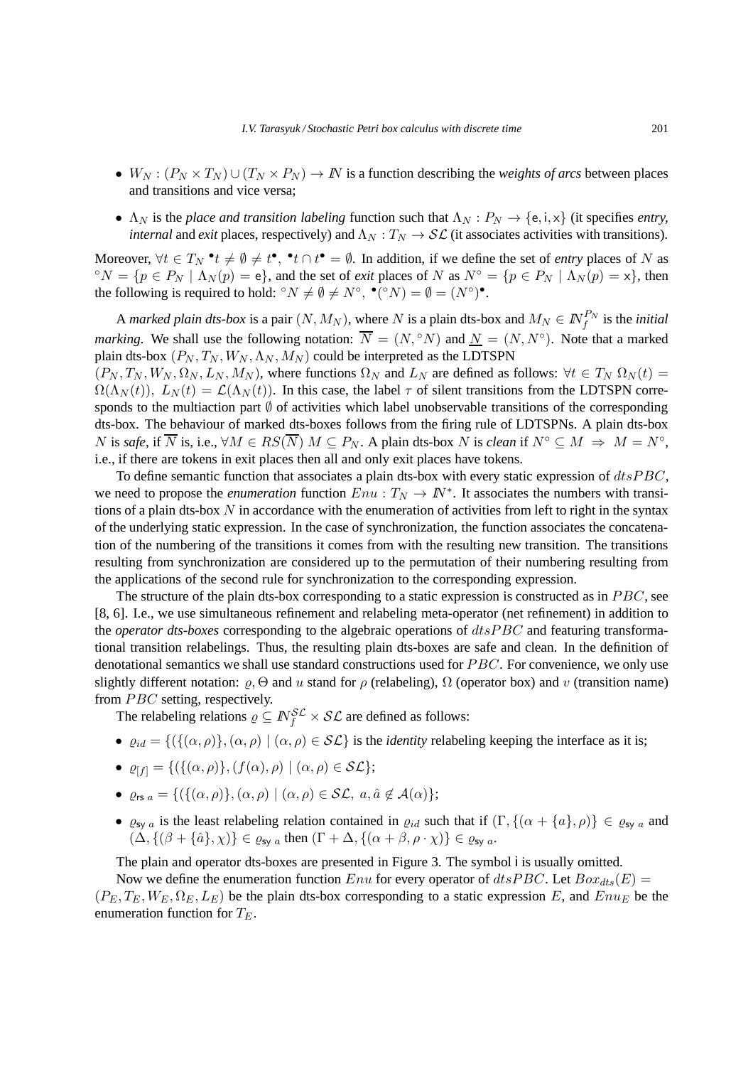- $W_N : (P_N \times T_N) \cup (T_N \times P_N) \to \mathbb{N}$ is a function describing the *weights of arcs* between places and transitions and vice versa;
- $\Lambda_N$ is the *place and transition labeling* function such that $\Lambda_N : P_N \to \{\mathsf{e}, \mathsf{i}, \mathsf{x}\}$ (it specifies *entry*, *internal* and *exit* places, respectively) and $\Lambda_N : T_N \to \mathcal{SL}$ (it associates activities with transitions).

Moreover, $\forall t \in T_N\ {}^\bullet t \neq \emptyset \neq t^\bullet,\ {}^\bullet t \cap t^\bullet = \emptyset$. In addition, if we define the set of *entry* places of $N$ as ${}^\circ N = \{p \in P_N \mid \Lambda_N(p) = \mathsf{e}\}$, and the set of *exit* places of $N$ as $N^\circ = \{p \in P_N \mid \Lambda_N(p) = \mathsf{x}\}$, then the following is required to hold: ${}^\circ N \neq \emptyset \neq N^\circ,\ {}^\bullet({}^\circ N) = \emptyset = (N^\circ)^\bullet$.

A *marked plain dts-box* is a pair $(N, M_N)$, where $N$ is a plain dts-box and $M_N \in \mathbb{N}_f^{P_N}$ is the *initial marking*. We shall use the following notation: $\overline{N} = (N, {}^\circ N)$ and $\underline{N} = (N, N^\circ)$. Note that a marked plain dts-box $(P_N, T_N, W_N, \Lambda_N, M_N)$ could be interpreted as the LDTSPN $(P_N, T_N, W_N, \Omega_N, L_N, M_N)$, where functions $\Omega_N$ and $L_N$ are defined as follows: $\forall t \in T_N\ \Omega_N(t) = \Omega(\Lambda_N(t)),\ L_N(t) = \mathcal{L}(\Lambda_N(t))$. In this case, the label $\tau$ of silent transitions from the LDTSPN corresponds to the multiaction part $\emptyset$ of activities which label unobservable transitions of the corresponding dts-box. The behaviour of marked dts-boxes follows from the firing rule of LDTSPNs. A plain dts-box $N$ is *safe*, if $\overline{N}$ is, i.e., $\forall M \in RS(\overline{N})\ M \subseteq P_N$. A plain dts-box $N$ is *clean* if $N^\circ \subseteq M \ \Rightarrow\ M = N^\circ$, i.e., if there are tokens in exit places then all and only exit places have tokens.

To define semantic function that associates a plain dts-box with every static expression of $dtsPBC$, we need to propose the *enumeration* function $Enu : T_N \to \mathbb{N}^*$. It associates the numbers with transitions of a plain dts-box $N$ in accordance with the enumeration of activities from left to right in the syntax of the underlying static expression. In the case of synchronization, the function associates the concatenation of the numbering of the transitions it comes from with the resulting new transition. The transitions resulting from synchronization are considered up to the permutation of their numbering resulting from the applications of the second rule for synchronization to the corresponding expression.

The structure of the plain dts-box corresponding to a static expression is constructed as in $PBC$, see [8, 6]. I.e., we use simultaneous refinement and relabeling meta-operator (net refinement) in addition to the *operator dts-boxes* corresponding to the algebraic operations of $dtsPBC$ and featuring transformational transition relabelings. Thus, the resulting plain dts-boxes are safe and clean. In the definition of denotational semantics we shall use standard constructions used for $PBC$. For convenience, we only use slightly different notation: $\varrho, \Theta$ and $u$ stand for $\rho$ (relabeling), $\Omega$ (operator box) and $v$ (transition name) from $PBC$ setting, respectively.

The relabeling relations $\varrho \subseteq \mathbb{N}_f^{\mathcal{SL}} \times \mathcal{SL}$ are defined as follows:

- $\varrho_{id} = \{(\{(\alpha, \rho)\}, (\alpha, \rho) \mid (\alpha, \rho) \in \mathcal{SL}\}$ is the *identity* relabeling keeping the interface as it is;
- $\varrho_{[f]} = \{(\{(\alpha, \rho)\}, (f(\alpha), \rho) \mid (\alpha, \rho) \in \mathcal{SL}\}$;
- $\varrho_{\mathsf{rs}\ a} = \{(\{(\alpha, \rho)\}, (\alpha, \rho) \mid (\alpha, \rho) \in \mathcal{SL},\ a, \hat{a} \not\in \mathcal{A}(\alpha)\}$;
- $\varrho_{\mathsf{sy}\ a}$ is the least relabeling relation contained in $\varrho_{id}$ such that if $(\Gamma, \{(\alpha + \{a\}, \rho)\} \in \varrho_{\mathsf{sy}\ a}$ and $(\Delta, \{(\beta + \{\hat{a}\}, \chi)\} \in \varrho_{\mathsf{sy}\ a}$ then $(\Gamma + \Delta, \{(\alpha + \beta, \rho \cdot \chi)\} \in \varrho_{\mathsf{sy}\ a}$.

The plain and operator dts-boxes are presented in Figure 3. The symbol i is usually omitted.

Now we define the enumeration function $Enu$ for every operator of $dtsPBC$. Let $Box_{dts}(E) = (P_E, T_E, W_E, \Omega_E, L_E)$ be the plain dts-box corresponding to a static expression $E$, and $Enu_E$ be the enumeration function for $T_E$.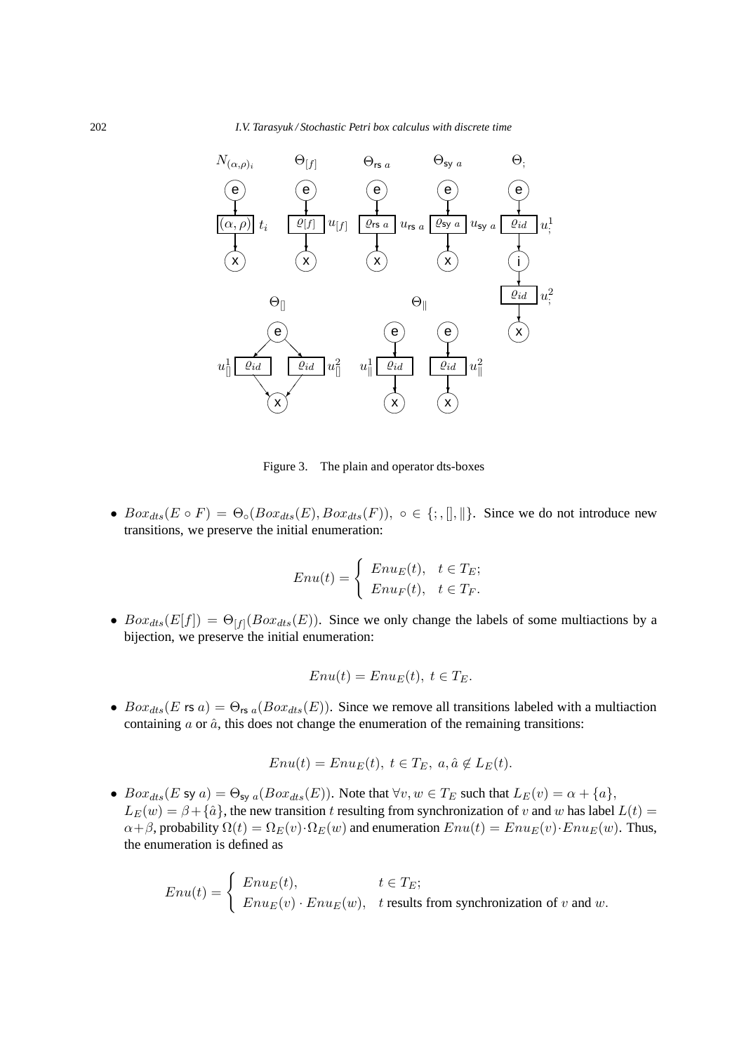Figure 3. The plain and operator dts-boxes

- $Box_{dts}(E \circ F) = \Theta_\circ(Box_{dts}(E), Box_{dts}(F)),\ \circ \in \{;, [], \|\}$. Since we do not introduce new transitions, we preserve the initial enumeration:

$$Enu(t) = \begin{cases} Enu_E(t), & t \in T_E; \\ Enu_F(t), & t \in T_F. \end{cases}$$

- $Box_{dts}(E[f]) = \Theta_{[f]}(Box_{dts}(E))$. Since we only change the labels of some multiactions by a bijection, we preserve the initial enumeration:

$$Enu(t) = Enu_E(t),\ t \in T_E.$$

- $Box_{dts}(E \text{ rs } a) = \Theta_{\text{rs } a}(Box_{dts}(E))$. Since we remove all transitions labeled with a multiaction containing $a$ or $\hat{a}$, this does not change the enumeration of the remaining transitions:

$$Enu(t) = Enu_E(t),\ t \in T_E,\ a, \hat{a} \notin L_E(t).$$

- $Box_{dts}(E \text{ sy } a) = \Theta_{\text{sy } a}(Box_{dts}(E))$. Note that $\forall v, w \in T_E$ such that $L_E(v) = \alpha + \{a\}$, $L_E(w) = \beta + \{\hat{a}\}$, the new transition $t$ resulting from synchronization of $v$ and $w$ has label $L(t) = \alpha + \beta$, probability $\Omega(t) = \Omega_E(v) \cdot \Omega_E(w)$ and enumeration $Enu(t) = Enu_E(v) \cdot Enu_E(w)$. Thus, the enumeration is defined as

$$Enu(t) = \begin{cases} Enu_E(t), & t \in T_E; \\ Enu_E(v) \cdot Enu_E(w), & t \text{ results from synchronization of } v \text{ and } w. \end{cases}$$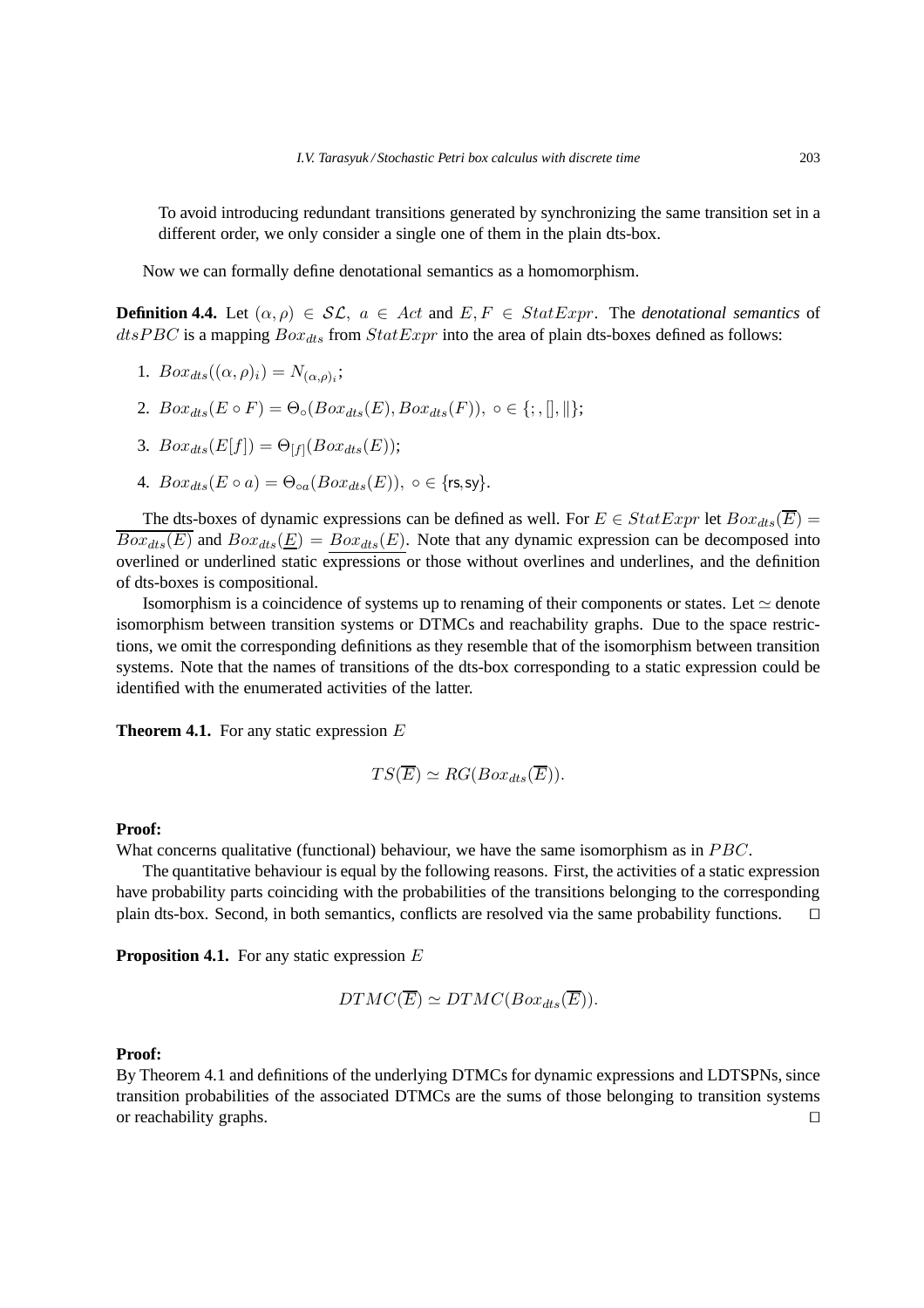To avoid introducing redundant transitions generated by synchronizing the same transition set in a different order, we only consider a single one of them in the plain dts-box.

Now we can formally define denotational semantics as a homomorphism.

**Definition 4.4.** Let $(\alpha, \rho) \in \mathcal{SL},\ a \in Act$ and $E, F \in StatExpr$. The *denotational semantics* of $dtsPBC$ is a mapping $Box_{dts}$ from $StatExpr$ into the area of plain dts-boxes defined as follows:

1. $Box_{dts}((\alpha,\rho)_i) = N_{(\alpha,\rho)_i}$;
2. $Box_{dts}(E \circ F) = \Theta_\circ(Box_{dts}(E), Box_{dts}(F)),\ \circ \in \{;, [], \|\}$;
3. $Box_{dts}(E[f]) = \Theta_{[f]}(Box_{dts}(E))$;
4. $Box_{dts}(E \circ a) = \Theta_{\circ a}(Box_{dts}(E)),\ \circ \in \{\mathsf{rs}, \mathsf{sy}\}$.

The dts-boxes of dynamic expressions can be defined as well. For $E \in StatExpr$ let $Box_{dts}(\overline{E}) = \overline{Box_{dts}(E)}$ and $Box_{dts}(\underline{E}) = \underline{Box_{dts}(E)}$. Note that any dynamic expression can be decomposed into overlined or underlined static expressions or those without overlines and underlines, and the definition of dts-boxes is compositional.

Isomorphism is a coincidence of systems up to renaming of their components or states. Let $\simeq$ denote isomorphism between transition systems or DTMCs and reachability graphs. Due to the space restrictions, we omit the corresponding definitions as they resemble that of the isomorphism between transition systems. Note that the names of transitions of the dts-box corresponding to a static expression could be identified with the enumerated activities of the latter.

**Theorem 4.1.** For any static expression $E$

$$TS(\overline{E}) \simeq RG(Box_{dts}(\overline{E})).$$

**Proof:**
What concerns qualitative (functional) behaviour, we have the same isomorphism as in $PBC$.

The quantitative behaviour is equal by the following reasons. First, the activities of a static expression have probability parts coinciding with the probabilities of the transitions belonging to the corresponding plain dts-box. Second, in both semantics, conflicts are resolved via the same probability functions. □

**Proposition 4.1.** For any static expression $E$

$$DTMC(\overline{E}) \simeq DTMC(Box_{dts}(\overline{E})).$$

**Proof:**
By Theorem 4.1 and definitions of the underlying DTMCs for dynamic expressions and LDTSPNs, since transition probabilities of the associated DTMCs are the sums of those belonging to transition systems or reachability graphs. □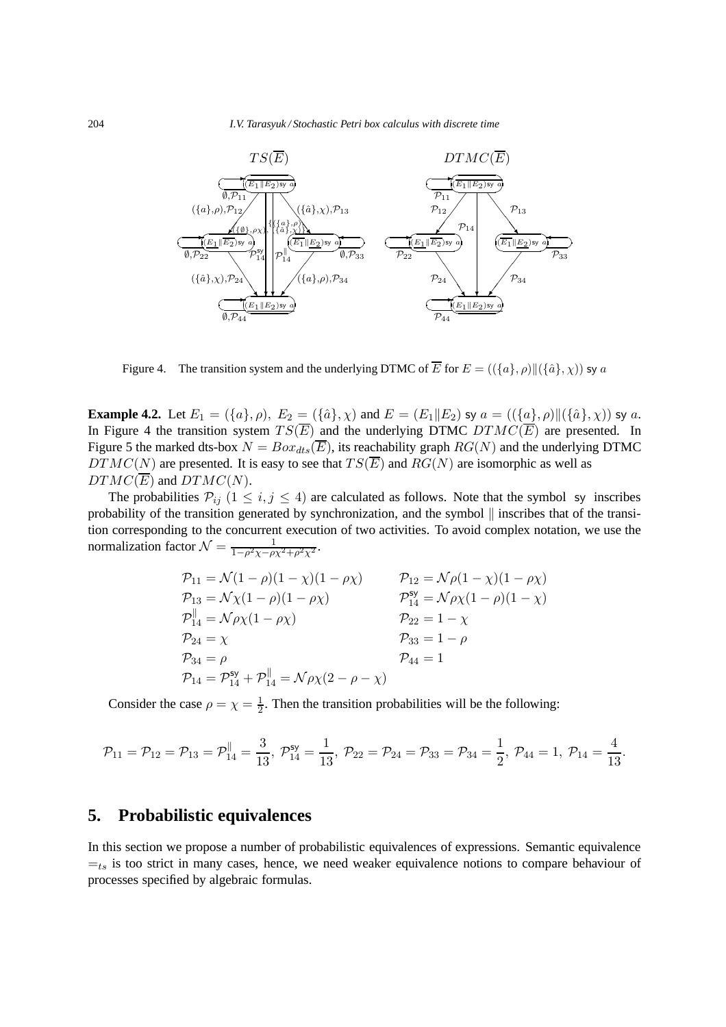Figure 4. The transition system and the underlying DTMC of $\overline{E}$ for $E = ((\{a\},\rho)\|(\{\hat{a}\},\chi))$ sy $a$

**Example 4.2.** Let $E_1 = (\{a\},\rho),\ E_2 = (\{\hat{a}\},\chi)$ and $E = (E_1\|E_2)$ sy $a = ((\{a\},\rho)\|(\{\hat{a}\},\chi))$ sy $a$. In Figure 4 the transition system $TS(\overline{E})$ and the underlying DTMC $DTMC(\overline{E})$ are presented. In Figure 5 the marked dts-box $N = Box_{dts}(\overline{E})$, its reachability graph $RG(N)$ and the underlying DTMC $DTMC(N)$ are presented. It is easy to see that $TS(\overline{E})$ and $RG(N)$ are isomorphic as well as $DTMC(\overline{E})$ and $DTMC(N)$.

The probabilities $\mathcal{P}_{ij}$ $(1 \le i,j \le 4)$ are calculated as follows. Note that the symbol sy inscribes probability of the transition generated by synchronization, and the symbol $\|$ inscribes that of the transition corresponding to the concurrent execution of two activities. To avoid complex notation, we use the normalization factor $\mathcal{N} = \frac{1}{1-\rho^2\chi-\rho\chi^2+\rho^2\chi^2}$.

$$
\begin{array}{ll}
\mathcal{P}_{11} = \mathcal{N}(1-\rho)(1-\chi)(1-\rho\chi) & \mathcal{P}_{12} = \mathcal{N}\rho(1-\chi)(1-\rho\chi) \\
\mathcal{P}_{13} = \mathcal{N}\chi(1-\rho)(1-\rho\chi) & \mathcal{P}_{14}^{\mathsf{sy}} = \mathcal{N}\rho\chi(1-\rho)(1-\chi) \\
\mathcal{P}_{14}^{\|} = \mathcal{N}\rho\chi(1-\rho\chi) & \mathcal{P}_{22} = 1-\chi \\
\mathcal{P}_{24} = \chi & \mathcal{P}_{33} = 1-\rho \\
\mathcal{P}_{34} = \rho & \mathcal{P}_{44} = 1 \\
\mathcal{P}_{14} = \mathcal{P}_{14}^{\mathsf{sy}} + \mathcal{P}_{14}^{\|} = \mathcal{N}\rho\chi(2-\rho-\chi) &
\end{array}
$$

Consider the case $\rho = \chi = \frac{1}{2}$. Then the transition probabilities will be the following:

$$
\mathcal{P}_{11} = \mathcal{P}_{12} = \mathcal{P}_{13} = \mathcal{P}_{14}^{\|} = \frac{3}{13},\ \mathcal{P}_{14}^{\mathsf{sy}} = \frac{1}{13},\ \mathcal{P}_{22} = \mathcal{P}_{24} = \mathcal{P}_{33} = \mathcal{P}_{34} = \frac{1}{2},\ \mathcal{P}_{44} = 1,\ \mathcal{P}_{14} = \frac{4}{13}.
$$

## 5. Probabilistic equivalences

In this section we propose a number of probabilistic equivalences of expressions. Semantic equivalence $=_{ts}$ is too strict in many cases, hence, we need weaker equivalence notions to compare behaviour of processes specified by algebraic formulas.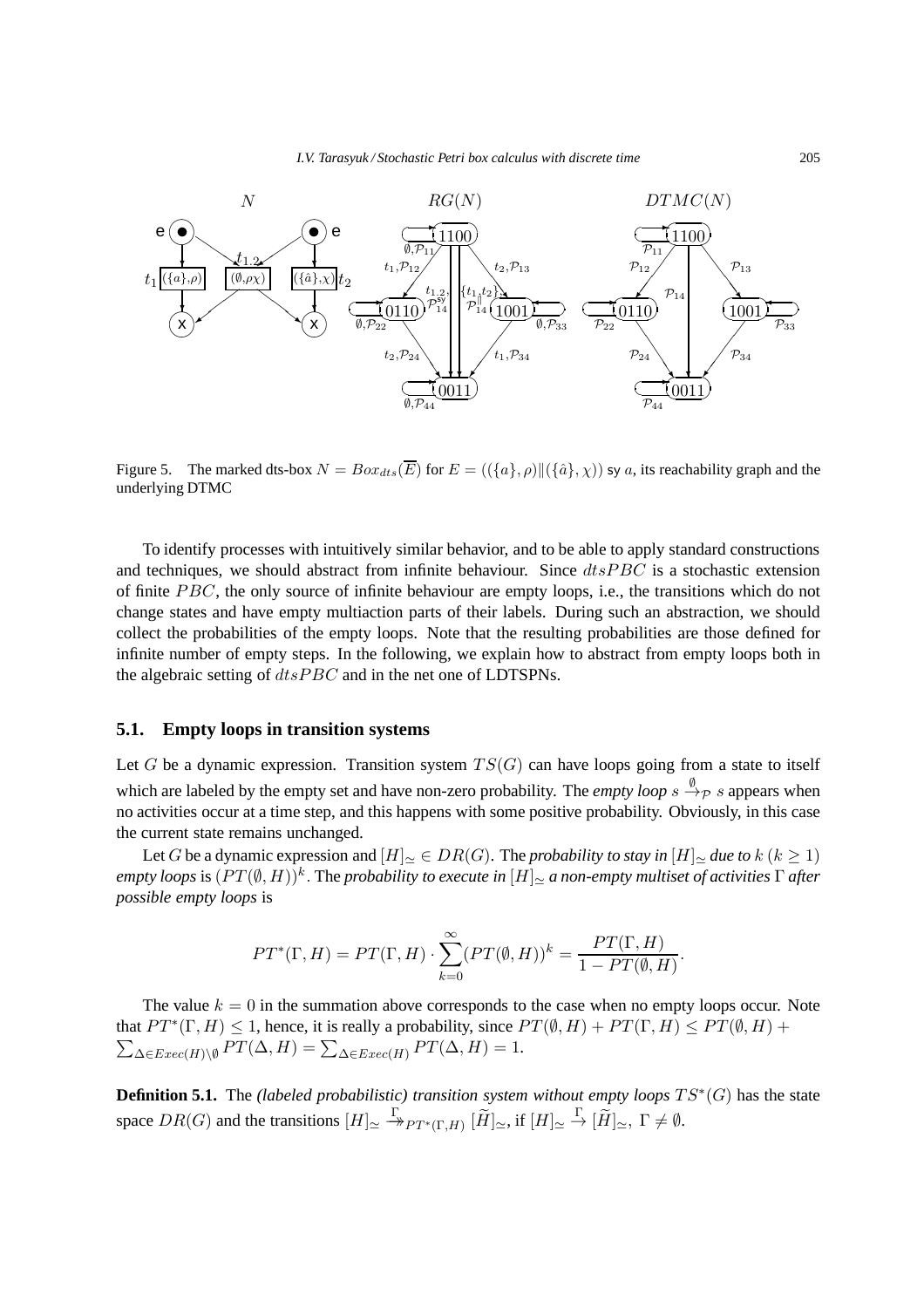Figure 5. The marked dts-box $N = Box_{dts}(\overline{E})$ for $E = ((\{a\}, \rho)\|(\{\hat{a}\}, \chi))$ sy $a$, its reachability graph and the underlying DTMC

To identify processes with intuitively similar behavior, and to be able to apply standard constructions and techniques, we should abstract from infinite behaviour. Since $dtsPBC$ is a stochastic extension of finite $PBC$, the only source of infinite behaviour are empty loops, i.e., the transitions which do not change states and have empty multiaction parts of their labels. During such an abstraction, we should collect the probabilities of the empty loops. Note that the resulting probabilities are those defined for infinite number of empty steps. In the following, we explain how to abstract from empty loops both in the algebraic setting of $dtsPBC$ and in the net one of LDTSPNs.

## 5.1. Empty loops in transition systems

Let $G$ be a dynamic expression. Transition system $TS(G)$ can have loops going from a state to itself which are labeled by the empty set and have non-zero probability. The *empty loop* $s \xrightarrow{\emptyset}_{\mathcal{P}} s$ appears when no activities occur at a time step, and this happens with some positive probability. Obviously, in this case the current state remains unchanged.

Let $G$ be a dynamic expression and $[H]_\simeq \in DR(G)$. The *probability to stay in* $[H]_\simeq$ *due to* $k$ $(k \geq 1)$ *empty loops* is $(PT(\emptyset, H))^k$. The *probability to execute in* $[H]_\simeq$ *a non-empty multiset of activities* $\Gamma$ *after possible empty loops* is

$$PT^*(\Gamma, H) = PT(\Gamma, H) \cdot \sum_{k=0}^{\infty} (PT(\emptyset, H))^k = \frac{PT(\Gamma, H)}{1 - PT(\emptyset, H)}.$$

The value $k = 0$ in the summation above corresponds to the case when no empty loops occur. Note that $PT^*(\Gamma, H) \leq 1$, hence, it is really a probability, since $PT(\emptyset, H) + PT(\Gamma, H) \leq PT(\emptyset, H) + \sum_{\Delta \in Exec(H) \setminus \emptyset} PT(\Delta, H) = \sum_{\Delta \in Exec(H)} PT(\Delta, H) = 1$.

**Definition 5.1.** The *(labeled probabilistic) transition system without empty loops* $TS^*(G)$ has the state space $DR(G)$ and the transitions $[H]_\simeq \overset{\Gamma}{\twoheadrightarrow}_{PT^*(\Gamma, H)} [\widetilde{H}]_\simeq$, if $[H]_\simeq \xrightarrow{\Gamma} [\widetilde{H}]_\simeq,\ \Gamma \neq \emptyset$.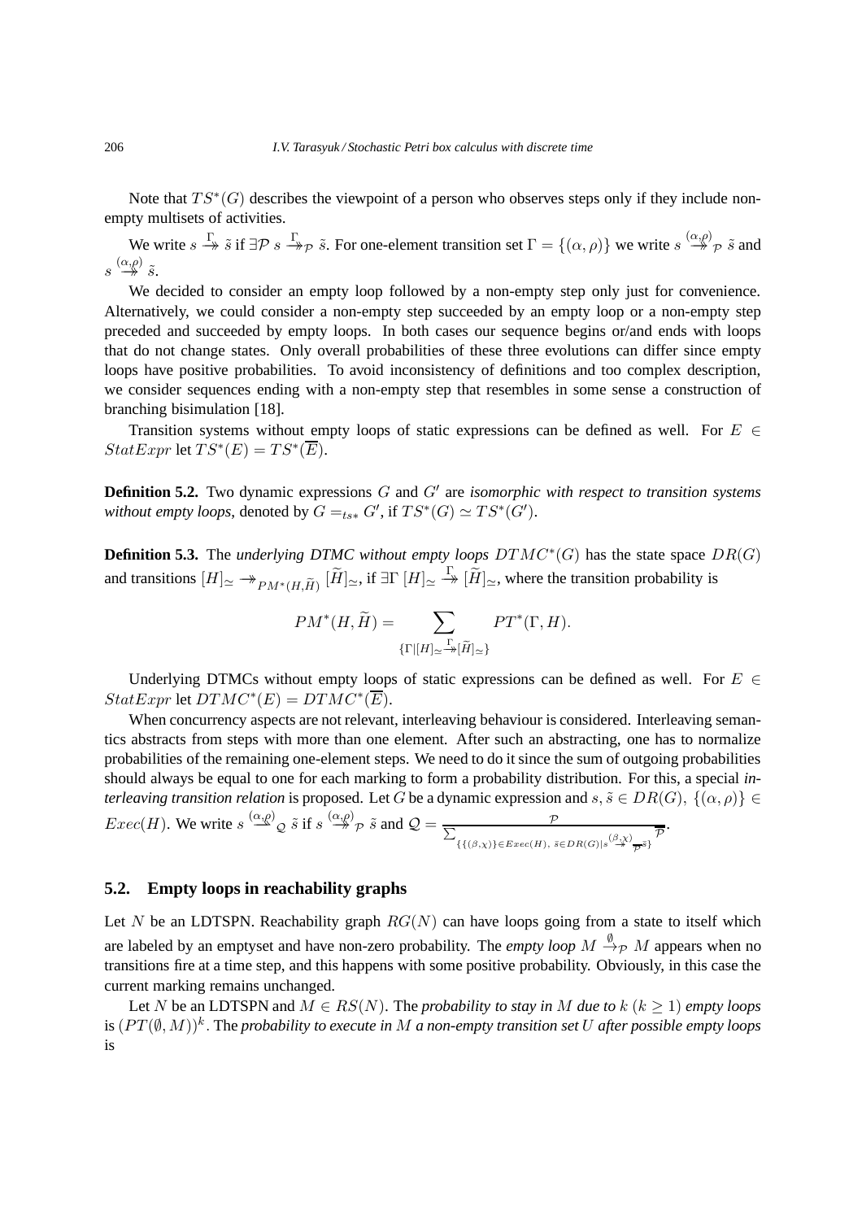Note that $TS^*(G)$ describes the viewpoint of a person who observes steps only if they include non-empty multisets of activities.

We write $s \stackrel{\Gamma}{\twoheadrightarrow} \tilde{s}$ if $\exists \mathcal{P}\ s \stackrel{\Gamma}{\twoheadrightarrow}_{\mathcal{P}} \tilde{s}$. For one-element transition set $\Gamma = \{(\alpha, \rho)\}$ we write $s \stackrel{(\alpha,\rho)}{\twoheadrightarrow}_{\mathcal{P}} \tilde{s}$ and $s \stackrel{(\alpha,\rho)}{\twoheadrightarrow} \tilde{s}$.

We decided to consider an empty loop followed by a non-empty step only just for convenience. Alternatively, we could consider a non-empty step succeeded by an empty loop or a non-empty step preceded and succeeded by empty loops. In both cases our sequence begins or/and ends with loops that do not change states. Only overall probabilities of these three evolutions can differ since empty loops have positive probabilities. To avoid inconsistency of definitions and too complex description, we consider sequences ending with a non-empty step that resembles in some sense a construction of branching bisimulation [18].

Transition systems without empty loops of static expressions can be defined as well. For $E \in StatExpr$ let $TS^*(E) = TS^*(\overline{E})$.

**Definition 5.2.** Two dynamic expressions $G$ and $G'$ are *isomorphic with respect to transition systems without empty loops*, denoted by $G =_{ts*} G'$, if $TS^*(G) \simeq TS^*(G')$.

**Definition 5.3.** The *underlying DTMC without empty loops* $DTMC^*(G)$ has the state space $DR(G)$ and transitions $[H]_{\simeq} \twoheadrightarrow_{PM^*(H,\widetilde{H})} [\widetilde{H}]_{\simeq}$, if $\exists \Gamma\ [H]_{\simeq} \stackrel{\Gamma}{\twoheadrightarrow} [\widetilde{H}]_{\simeq}$, where the transition probability is

$$PM^*(H, \widetilde{H}) = \sum_{\{\Gamma \mid [H]_{\simeq} \stackrel{\Gamma}{\twoheadrightarrow} [\widetilde{H}]_{\simeq}\}} PT^*(\Gamma, H).$$

Underlying DTMCs without empty loops of static expressions can be defined as well. For $E \in StatExpr$ let $DTMC^*(E) = DTMC^*(\overline{E})$.

When concurrency aspects are not relevant, interleaving behaviour is considered. Interleaving semantics abstracts from steps with more than one element. After such an abstracting, one has to normalize probabilities of the remaining one-element steps. We need to do it since the sum of outgoing probabilities should always be equal to one for each marking to form a probability distribution. For this, a special *interleaving transition relation* is proposed. Let $G$ be a dynamic expression and $s, \tilde{s} \in DR(G)$, $\{(\alpha, \rho)\} \in Exec(H)$. We write $s \stackrel{(\alpha,\rho)}{\longrightarrow}_{\mathcal{Q}} \tilde{s}$ if $s \stackrel{(\alpha,\rho)}{\twoheadrightarrow}_{\mathcal{P}} \tilde{s}$ and $\mathcal{Q} = \frac{\mathcal{P}}{\sum_{\{\{(\beta,\chi)\} \in Exec(H),\ \bar{s} \in DR(G) \mid s \stackrel{(\beta,\chi)}{\twoheadrightarrow}_{\overline{\mathcal{P}}} \bar{s}\}} \overline{\mathcal{P}}}$.

## 5.2. Empty loops in reachability graphs

Let $N$ be an LDTSPN. Reachability graph $RG(N)$ can have loops going from a state to itself which are labeled by an emptyset and have non-zero probability. The *empty loop* $M \stackrel{\emptyset}{\rightarrow}_{\mathcal{P}} M$ appears when no transitions fire at a time step, and this happens with some positive probability. Obviously, in this case the current marking remains unchanged.

Let $N$ be an LDTSPN and $M \in RS(N)$. The *probability to stay in* $M$ *due to* $k$ $(k \geq 1)$ *empty loops* is $(PT(\emptyset, M))^k$. The *probability to execute in* $M$ *a non-empty transition set* $U$ *after possible empty loops* is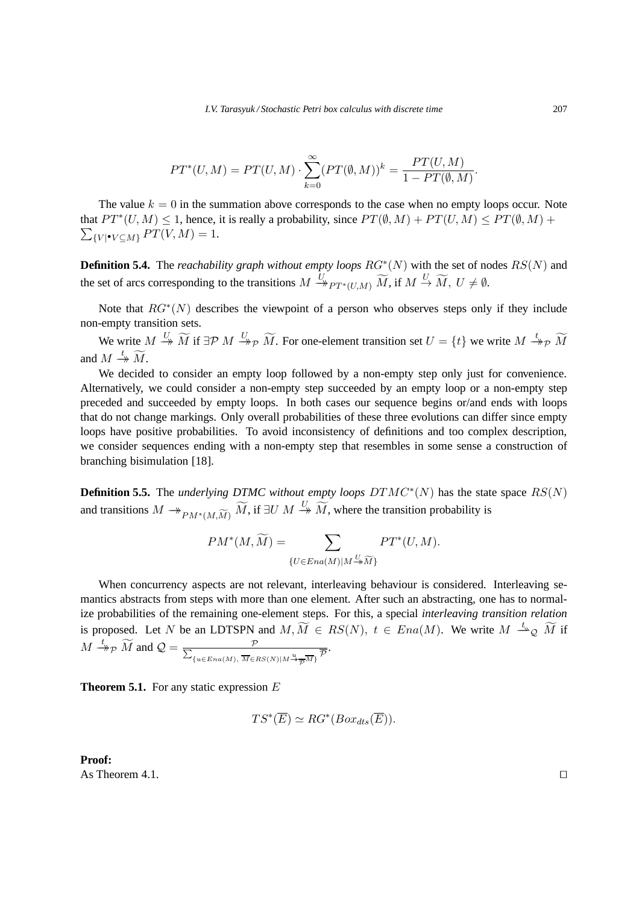$$PT^*(U,M) = PT(U,M) \cdot \sum_{k=0}^{\infty}(PT(\emptyset,M))^k = \frac{PT(U,M)}{1-PT(\emptyset,M)}.$$

The value $k = 0$ in the summation above corresponds to the case when no empty loops occur. Note that $PT^*(U,M) \leq 1$, hence, it is really a probability, since $PT(\emptyset,M) + PT(U,M) \leq PT(\emptyset,M) + \sum_{\{V|{}^\bullet V\subseteq M\}} PT(V,M) = 1$.

**Definition 5.4.** The *reachability graph without empty loops* $RG^*(N)$ with the set of nodes $RS(N)$ and the set of arcs corresponding to the transitions $M \xrightarrow{U}\!\!\!\!\!\rightarrow_{PT^*(U,M)} \widetilde{M}$, if $M \xrightarrow{U} \widetilde{M},\ U \neq \emptyset$.

Note that $RG^*(N)$ describes the viewpoint of a person who observes steps only if they include non-empty transition sets.

We write $M \xrightarrow{U}\!\!\!\!\!\rightarrow \widetilde{M}$ if $\exists \mathcal{P}\ M \xrightarrow{U}\!\!\!\!\!\rightarrow_{\mathcal{P}} \widetilde{M}$. For one-element transition set $U = \{t\}$ we write $M \xrightarrow{t}\!\!\!\!\!\rightarrow_{\mathcal{P}} \widetilde{M}$ and $M \xrightarrow{t}\!\!\!\!\!\rightarrow \widetilde{M}$.

We decided to consider an empty loop followed by a non-empty step only just for convenience. Alternatively, we could consider a non-empty step succeeded by an empty loop or a non-empty step preceded and succeeded by empty loops. In both cases our sequence begins or/and ends with loops that do not change markings. Only overall probabilities of these three evolutions can differ since empty loops have positive probabilities. To avoid inconsistency of definitions and too complex description, we consider sequences ending with a non-empty step that resembles in some sense a construction of branching bisimulation [18].

**Definition 5.5.** The *underlying DTMC without empty loops* $DTMC^*(N)$ has the state space $RS(N)$ and transitions $M \twoheadrightarrow_{PM^*(M,\widetilde{M})} \widetilde{M}$, if $\exists U\ M \xrightarrow{U}\!\!\!\!\!\rightarrow \widetilde{M}$, where the transition probability is

$$PM^*(M,\widetilde{M}) = \sum_{\{U\in Ena(M)|M\xrightarrow{U}\!\!\!\!\!\rightarrow\widetilde{M}\}} PT^*(U,M).$$

When concurrency aspects are not relevant, interleaving behaviour is considered. Interleaving semantics abstracts from steps with more than one element. After such an abstracting, one has to normalize probabilities of the remaining one-element steps. For this, a special *interleaving transition relation* is proposed. Let $N$ be an LDTSPN and $M, \widetilde{M} \in RS(N),\ t \in Ena(M)$. We write $M \xrightarrow{t}\!\!\!\!\searrow_{\mathcal{Q}} \widetilde{M}$ if $M \xrightarrow{t}\!\!\!\!\!\rightarrow_{\mathcal{P}} \widetilde{M}$ and $\mathcal{Q} = \frac{\mathcal{P}}{\sum_{\{u\in Ena(M),\ \overline{M}\in RS(N)|M\xrightarrow{u}\!\!\!\!\!\rightarrow_{\overline{\mathcal{P}}}\overline{M}\}} \overline{\mathcal{P}}}$.

**Theorem 5.1.** For any static expression $E$

$$TS^*(\overline{E}) \simeq RG^*(Box_{dts}(\overline{E})).$$

**Proof:**
As Theorem 4.1. □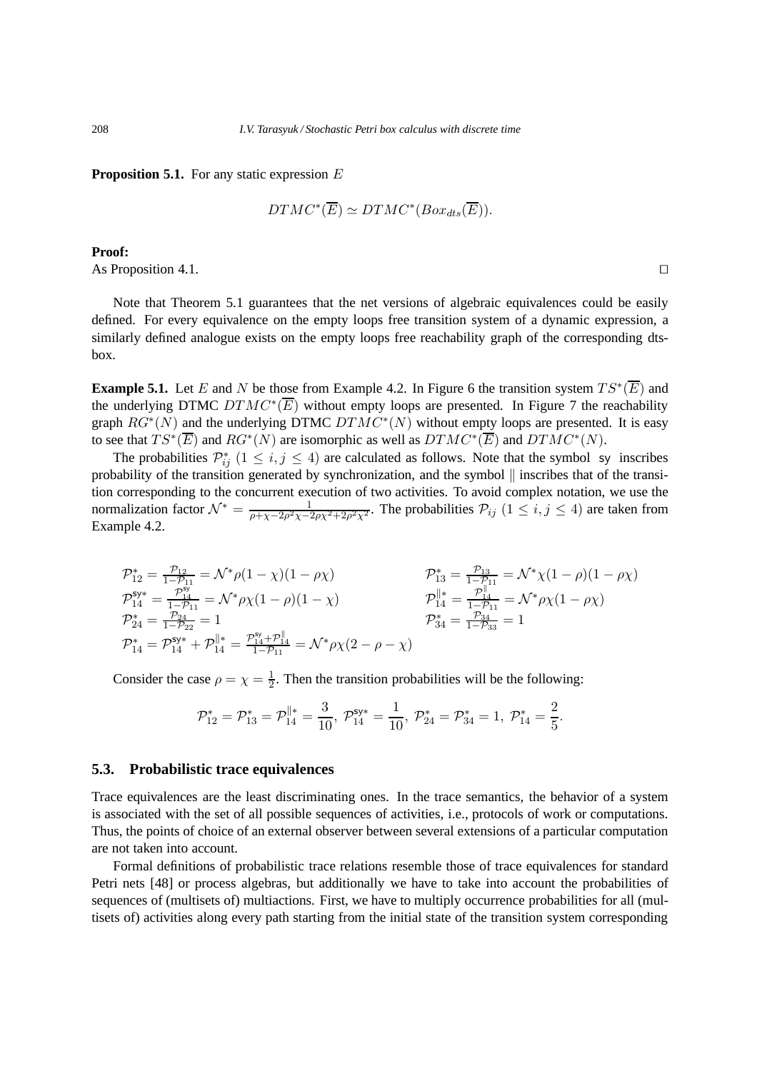**Proposition 5.1.** For any static expression $E$

$$DTMC^*(\overline{E}) \simeq DTMC^*(Box_{dts}(\overline{E})).$$

**Proof:**
As Proposition 4.1. □

Note that Theorem 5.1 guarantees that the net versions of algebraic equivalences could be easily defined. For every equivalence on the empty loops free transition system of a dynamic expression, a similarly defined analogue exists on the empty loops free reachability graph of the corresponding dts-box.

**Example 5.1.** Let $E$ and $N$ be those from Example 4.2. In Figure 6 the transition system $TS^*(\overline{E})$ and the underlying DTMC $DTMC^*(\overline{E})$ without empty loops are presented. In Figure 7 the reachability graph $RG^*(N)$ and the underlying DTMC $DTMC^*(N)$ without empty loops are presented. It is easy to see that $TS^*(\overline{E})$ and $RG^*(N)$ are isomorphic as well as $DTMC^*(\overline{E})$ and $DTMC^*(N)$.

The probabilities $\mathcal{P}^*_{ij}$ $(1 \leq i, j \leq 4)$ are calculated as follows. Note that the symbol $\mathsf{sy}$ inscribes probability of the transition generated by synchronization, and the symbol $\|$ inscribes that of the transition corresponding to the concurrent execution of two activities. To avoid complex notation, we use the normalization factor $\mathcal{N}^* = \frac{1}{\rho+\chi-2\rho^2\chi-2\rho\chi^2+2\rho^2\chi^2}$. The probabilities $\mathcal{P}_{ij}$ $(1 \leq i, j \leq 4)$ are taken from Example 4.2.

$$\mathcal{P}^*_{12} = \frac{\mathcal{P}_{12}}{1-\mathcal{P}_{11}} = \mathcal{N}^*\rho(1-\chi)(1-\rho\chi) \qquad \mathcal{P}^*_{13} = \frac{\mathcal{P}_{13}}{1-\mathcal{P}_{11}} = \mathcal{N}^*\chi(1-\rho)(1-\rho\chi)$$

$$\mathcal{P}^{\mathsf{sy}*}_{14} = \frac{\mathcal{P}^{\mathsf{sy}}_{14}}{1-\mathcal{P}_{11}} = \mathcal{N}^*\rho\chi(1-\rho)(1-\chi) \qquad \mathcal{P}^{\|*}_{14} = \frac{\mathcal{P}^{\|}_{14}}{1-\mathcal{P}_{11}} = \mathcal{N}^*\rho\chi(1-\rho\chi)$$

$$\mathcal{P}^*_{24} = \frac{\mathcal{P}_{24}}{1-\mathcal{P}_{22}} = 1 \qquad \mathcal{P}^*_{34} = \frac{\mathcal{P}_{34}}{1-\mathcal{P}_{33}} = 1$$

$$\mathcal{P}^*_{14} = \mathcal{P}^{\mathsf{sy}*}_{14} + \mathcal{P}^{\|*}_{14} = \frac{\mathcal{P}^{\mathsf{sy}}_{14}+\mathcal{P}^{\|}_{14}}{1-\mathcal{P}_{11}} = \mathcal{N}^*\rho\chi(2-\rho-\chi)$$

Consider the case $\rho = \chi = \frac{1}{2}$. Then the transition probabilities will be the following:

$$\mathcal{P}^*_{12} = \mathcal{P}^*_{13} = \mathcal{P}^{\|*}_{14} = \frac{3}{10},\ \mathcal{P}^{\mathsf{sy}*}_{14} = \frac{1}{10},\ \mathcal{P}^*_{24} = \mathcal{P}^*_{34} = 1,\ \mathcal{P}^*_{14} = \frac{2}{5}.$$

### 5.3. Probabilistic trace equivalences

Trace equivalences are the least discriminating ones. In the trace semantics, the behavior of a system is associated with the set of all possible sequences of activities, i.e., protocols of work or computations. Thus, the points of choice of an external observer between several extensions of a particular computation are not taken into account.

Formal definitions of probabilistic trace relations resemble those of trace equivalences for standard Petri nets [48] or process algebras, but additionally we have to take into account the probabilities of sequences of (multisets of) multiactions. First, we have to multiply occurrence probabilities for all (multisets of) activities along every path starting from the initial state of the transition system corresponding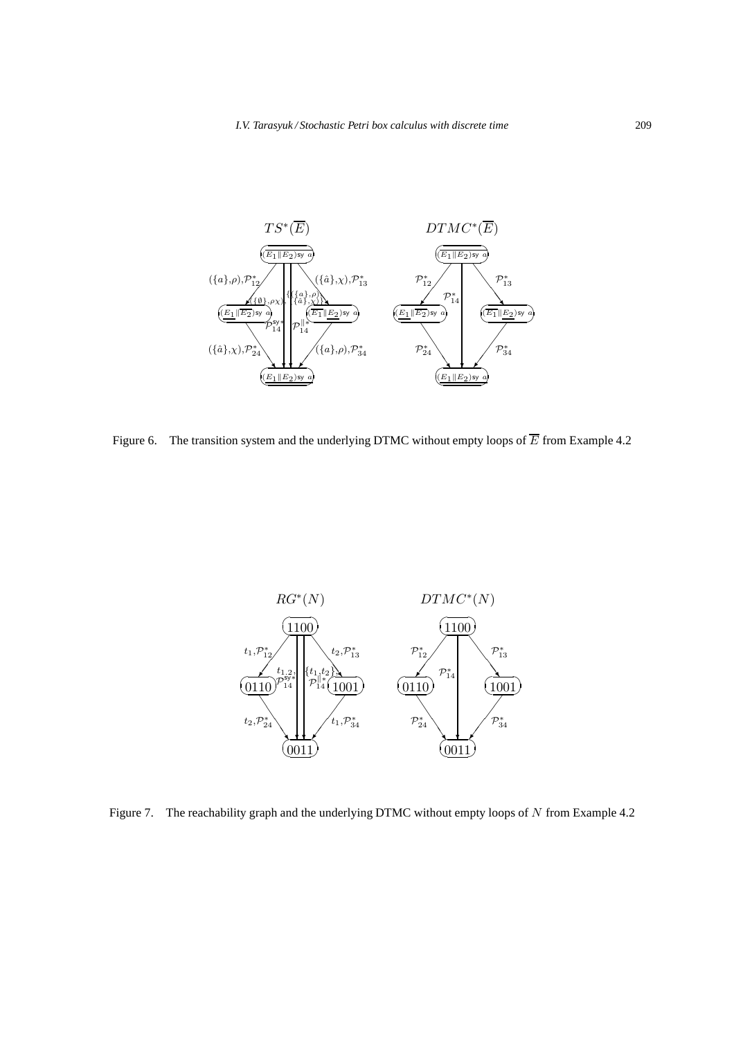Figure 6. The transition system and the underlying DTMC without empty loops of $\overline{E}$ from Example 4.2

Figure 7. The reachability graph and the underlying DTMC without empty loops of $N$ from Example 4.2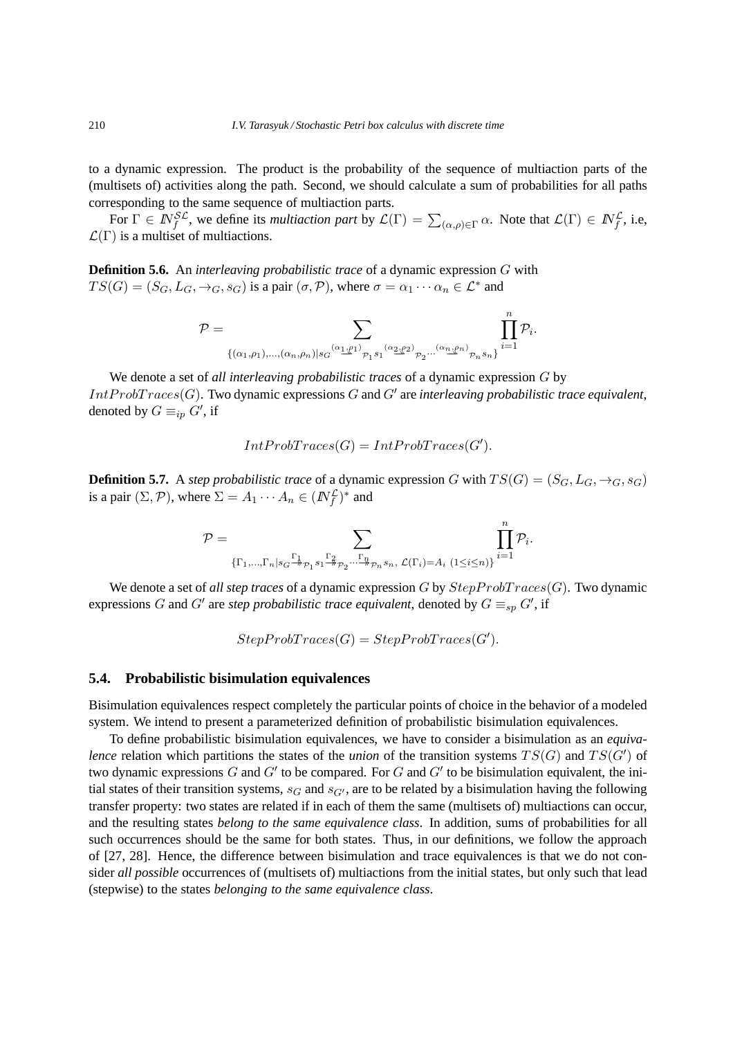to a dynamic expression. The product is the probability of the sequence of multiaction parts of the (multisets of) activities along the path. Second, we should calculate a sum of probabilities for all paths corresponding to the same sequence of multiaction parts.

For $\Gamma \in I\!N_f^{\mathcal{SL}}$, we define its *multiaction part* by $\mathcal{L}(\Gamma) = \sum_{(\alpha,\rho)\in\Gamma} \alpha$. Note that $\mathcal{L}(\Gamma) \in I\!N_f^{\mathcal{L}}$, i.e, $\mathcal{L}(\Gamma)$ is a multiset of multiactions.

**Definition 5.6.** An *interleaving probabilistic trace* of a dynamic expression $G$ with $TS(G) = (S_G, L_G, \rightarrow_G, s_G)$ is a pair $(\sigma, \mathcal{P})$, where $\sigma = \alpha_1 \cdots \alpha_n \in \mathcal{L}^*$ and

$$\mathcal{P} = \sum_{\{(\alpha_1,\rho_1),\ldots,(\alpha_n,\rho_n) | s_G \stackrel{(\alpha_1,\rho_1)}{\twoheadrightarrow}_{\mathcal{P}_1} s_1 \stackrel{(\alpha_2,\rho_2)}{\twoheadrightarrow}_{\mathcal{P}_2} \cdots \stackrel{(\alpha_n,\rho_n)}{\twoheadrightarrow}_{\mathcal{P}_n} s_n\}} \prod_{i=1}^{n} \mathcal{P}_i.$$

We denote a set of *all interleaving probabilistic traces* of a dynamic expression $G$ by $IntProbTraces(G)$. Two dynamic expressions $G$ and $G'$ are *interleaving probabilistic trace equivalent*, denoted by $G \equiv_{ip} G'$, if

$$IntProbTraces(G) = IntProbTraces(G').$$

**Definition 5.7.** A *step probabilistic trace* of a dynamic expression $G$ with $TS(G) = (S_G, L_G, \rightarrow_G, s_G)$ is a pair $(\Sigma, \mathcal{P})$, where $\Sigma = A_1 \cdots A_n \in (I\!N_f^{\mathcal{L}})^*$ and

$$\mathcal{P} = \sum_{\{\Gamma_1,\ldots,\Gamma_n | s_G \stackrel{\Gamma_1}{\twoheadrightarrow}_{\mathcal{P}_1} s_1 \stackrel{\Gamma_2}{\twoheadrightarrow}_{\mathcal{P}_2} \cdots \stackrel{\Gamma_n}{\twoheadrightarrow}_{\mathcal{P}_n} s_n,\ \mathcal{L}(\Gamma_i) = A_i\ (1 \le i \le n)\}} \prod_{i=1}^{n} \mathcal{P}_i.$$

We denote a set of *all step traces* of a dynamic expression $G$ by $StepProbTraces(G)$. Two dynamic expressions $G$ and $G'$ are *step probabilistic trace equivalent*, denoted by $G \equiv_{sp} G'$, if

$$StepProbTraces(G) = StepProbTraces(G').$$

### 5.4. Probabilistic bisimulation equivalences

Bisimulation equivalences respect completely the particular points of choice in the behavior of a modeled system. We intend to present a parameterized definition of probabilistic bisimulation equivalences.

To define probabilistic bisimulation equivalences, we have to consider a bisimulation as an *equivalence* relation which partitions the states of the *union* of the transition systems $TS(G)$ and $TS(G')$ of two dynamic expressions $G$ and $G'$ to be compared. For $G$ and $G'$ to be bisimulation equivalent, the initial states of their transition systems, $s_G$ and $s_{G'}$, are to be related by a bisimulation having the following transfer property: two states are related if in each of them the same (multisets of) multiactions can occur, and the resulting states *belong to the same equivalence class*. In addition, sums of probabilities for all such occurrences should be the same for both states. Thus, in our definitions, we follow the approach of [27, 28]. Hence, the difference between bisimulation and trace equivalences is that we do not consider *all possible* occurrences of (multisets of) multiactions from the initial states, but only such that lead (stepwise) to the states *belonging to the same equivalence class*.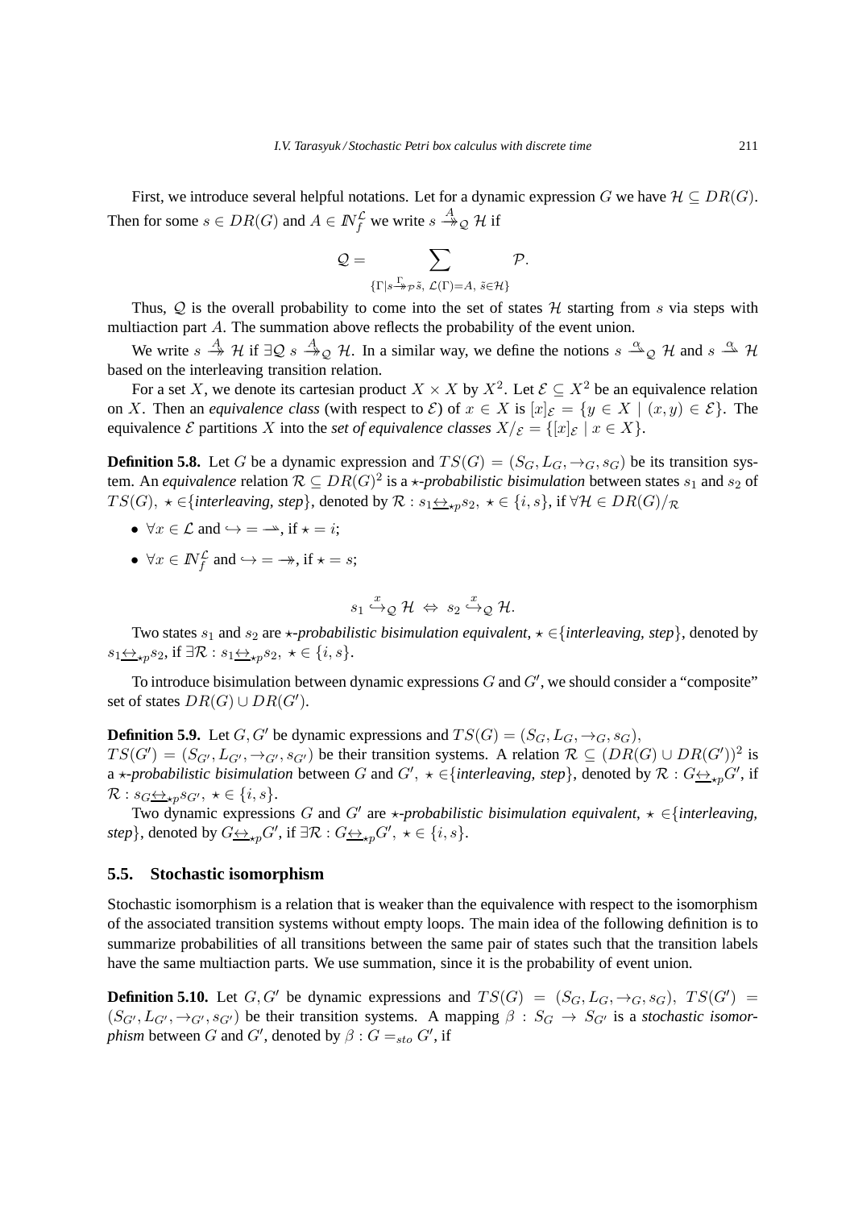First, we introduce several helpful notations. Let for a dynamic expression $G$ we have $\mathcal{H} \subseteq DR(G)$. Then for some $s \in DR(G)$ and $A \in I\!N_f^{\mathcal{L}}$ we write $s \overset{A}{\twoheadrightarrow}_{\mathcal{Q}} \mathcal{H}$ if

$$\mathcal{Q} = \sum_{\{\Gamma \mid s \overset{\Gamma}{\twoheadrightarrow}_{\mathcal{P}} \tilde{s},\ \mathcal{L}(\Gamma)=A,\ \tilde{s} \in \mathcal{H}\}} \mathcal{P}.$$

Thus, $\mathcal{Q}$ is the overall probability to come into the set of states $\mathcal{H}$ starting from $s$ via steps with multiaction part $A$. The summation above reflects the probability of the event union.

We write $s \overset{A}{\twoheadrightarrow} \mathcal{H}$ if $\exists \mathcal{Q}\ s \overset{A}{\twoheadrightarrow}_{\mathcal{Q}} \mathcal{H}$. In a similar way, we define the notions $s \overset{\alpha}{\rightharpoonup}_{\mathcal{Q}} \mathcal{H}$ and $s \overset{\alpha}{\rightharpoonup} \mathcal{H}$ based on the interleaving transition relation.

For a set $X$, we denote its cartesian product $X \times X$ by $X^2$. Let $\mathcal{E} \subseteq X^2$ be an equivalence relation on $X$. Then an *equivalence class* (with respect to $\mathcal{E}$) of $x \in X$ is $[x]_{\mathcal{E}} = \{y \in X \mid (x, y) \in \mathcal{E}\}$. The equivalence $\mathcal{E}$ partitions $X$ into the *set of equivalence classes* $X/_{\mathcal{E}} = \{[x]_{\mathcal{E}} \mid x \in X\}$.

**Definition 5.8.** Let $G$ be a dynamic expression and $TS(G) = (S_G, L_G, \rightarrow_G, s_G)$ be its transition system. An *equivalence* relation $\mathcal{R} \subseteq DR(G)^2$ is a $\star$*-probabilistic bisimulation* between states $s_1$ and $s_2$ of $TS(G)$, $\star \in$\{*interleaving, step*\}, denoted by $\mathcal{R} : s_1 \underline{\leftrightarrow}_{\star p} s_2$, $\star \in \{i, s\}$, if $\forall \mathcal{H} \in DR(G)/_{\mathcal{R}}$

- $\forall x \in \mathcal{L}$ and $\hookrightarrow = \rightharpoonup$, if $\star = i$;
- $\forall x \in I\!N_f^{\mathcal{L}}$ and $\hookrightarrow = \twoheadrightarrow$, if $\star = s$;

$$s_1 \overset{x}{\hookrightarrow}_{\mathcal{Q}} \mathcal{H} \;\Leftrightarrow\; s_2 \overset{x}{\hookrightarrow}_{\mathcal{Q}} \mathcal{H}.$$

Two states $s_1$ and $s_2$ are $\star$*-probabilistic bisimulation equivalent*, $\star \in$\{*interleaving, step*\}, denoted by $s_1 \underline{\leftrightarrow}_{\star p} s_2$, if $\exists \mathcal{R} : s_1 \underline{\leftrightarrow}_{\star p} s_2$, $\star \in \{i, s\}$.

To introduce bisimulation between dynamic expressions $G$ and $G'$, we should consider a "composite" set of states $DR(G) \cup DR(G')$.

**Definition 5.9.** Let $G, G'$ be dynamic expressions and $TS(G) = (S_G, L_G, \rightarrow_G, s_G)$, $TS(G') = (S_{G'}, L_{G'}, \rightarrow_{G'}, s_{G'})$ be their transition systems. A relation $\mathcal{R} \subseteq (DR(G) \cup DR(G'))^2$ is a $\star$*-probabilistic bisimulation* between $G$ and $G'$, $\star \in$\{*interleaving, step*\}, denoted by $\mathcal{R} : G \underline{\leftrightarrow}_{\star p} G'$, if $\mathcal{R} : s_G \underline{\leftrightarrow}_{\star p} s_{G'}$, $\star \in \{i, s\}$.

Two dynamic expressions $G$ and $G'$ are $\star$*-probabilistic bisimulation equivalent*, $\star \in$\{*interleaving, step*\}, denoted by $G \underline{\leftrightarrow}_{\star p} G'$, if $\exists \mathcal{R} : G \underline{\leftrightarrow}_{\star p} G'$, $\star \in \{i, s\}$.

## 5.5. Stochastic isomorphism

Stochastic isomorphism is a relation that is weaker than the equivalence with respect to the isomorphism of the associated transition systems without empty loops. The main idea of the following definition is to summarize probabilities of all transitions between the same pair of states such that the transition labels have the same multiaction parts. We use summation, since it is the probability of event union.

**Definition 5.10.** Let $G, G'$ be dynamic expressions and $TS(G) = (S_G, L_G, \rightarrow_G, s_G)$, $TS(G') = (S_{G'}, L_{G'}, \rightarrow_{G'}, s_{G'})$ be their transition systems. A mapping $\beta : S_G \rightarrow S_{G'}$ is a *stochastic isomorphism* between $G$ and $G'$, denoted by $\beta : G =_{sto} G'$, if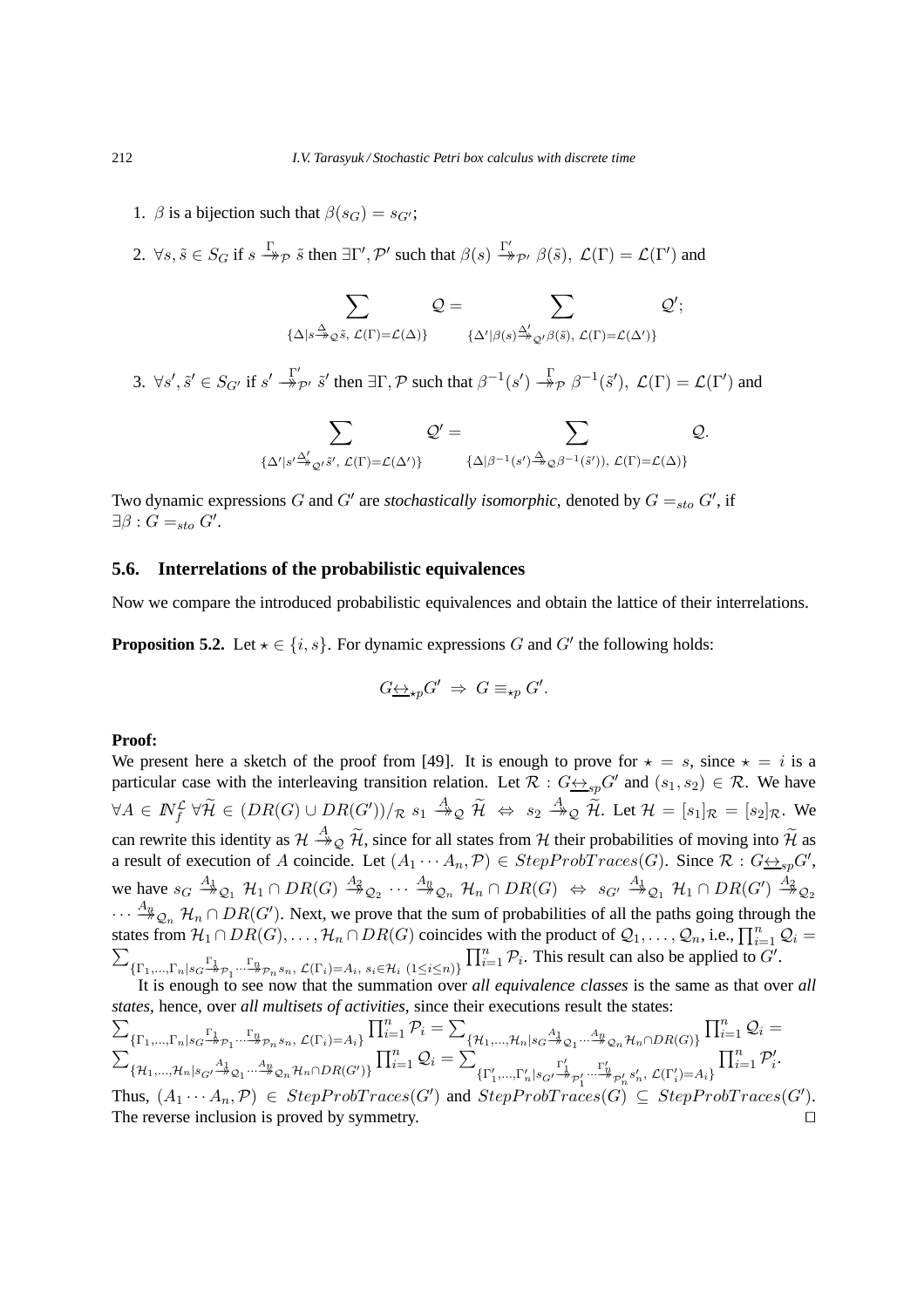1. $\beta$ is a bijection such that $\beta(s_G) = s_{G'}$;

2. $\forall s, \tilde{s} \in S_G$ if $s \xrightarrow{\Gamma}\!\!\!\!\rightarrow_{\mathcal{P}} \tilde{s}$ then $\exists \Gamma', \mathcal{P}'$ such that $\beta(s) \xrightarrow{\Gamma'}\!\!\!\!\rightarrow_{\mathcal{P}'} \beta(\tilde{s}),\ \mathcal{L}(\Gamma) = \mathcal{L}(\Gamma')$ and

$$\sum_{\{\Delta | s \xrightarrow{\Delta}_{\mathcal{Q}} \tilde{s},\ \mathcal{L}(\Gamma)=\mathcal{L}(\Delta)\}} \mathcal{Q} = \sum_{\{\Delta' | \beta(s) \xrightarrow{\Delta'}_{\mathcal{Q}'} \beta(\tilde{s}),\ \mathcal{L}(\Gamma)=\mathcal{L}(\Delta')\}} \mathcal{Q}';$$

3. $\forall s', \tilde{s}' \in S_{G'}$ if $s' \xrightarrow{\Gamma'}\!\!\!\!\rightarrow_{\mathcal{P}'} \tilde{s}'$ then $\exists \Gamma, \mathcal{P}$ such that $\beta^{-1}(s') \xrightarrow{\Gamma}\!\!\!\!\rightarrow_{\mathcal{P}} \beta^{-1}(\tilde{s}'),\ \mathcal{L}(\Gamma) = \mathcal{L}(\Gamma')$ and

$$\sum_{\{\Delta' | s' \xrightarrow{\Delta'}_{\mathcal{Q}'} \tilde{s}',\ \mathcal{L}(\Gamma)=\mathcal{L}(\Delta')\}} \mathcal{Q}' = \sum_{\{\Delta | \beta^{-1}(s') \xrightarrow{\Delta}_{\mathcal{Q}} \beta^{-1}(\tilde{s}')),\ \mathcal{L}(\Gamma)=\mathcal{L}(\Delta)\}} \mathcal{Q}.$$

Two dynamic expressions $G$ and $G'$ are *stochastically isomorphic*, denoted by $G =_{sto} G'$, if $\exists \beta : G =_{sto} G'$.

### 5.6. Interrelations of the probabilistic equivalences

Now we compare the introduced probabilistic equivalences and obtain the lattice of their interrelations.

**Proposition 5.2.** Let $\star \in \{i, s\}$. For dynamic expressions $G$ and $G'$ the following holds:

$$G \underline{\leftrightarrow}_{\star p} G' \ \Rightarrow\ G \equiv_{\star p} G'.$$

**Proof:**
We present here a sketch of the proof from [49]. It is enough to prove for $\star = s$, since $\star = i$ is a particular case with the interleaving transition relation. Let $\mathcal{R} : G \underline{\leftrightarrow}_{sp} G'$ and $(s_1, s_2) \in \mathcal{R}$. We have $\forall A \in \mathbb{N}_f^{\mathcal{L}}\ \forall \widetilde{\mathcal{H}} \in (DR(G) \cup DR(G'))/_{\mathcal{R}}\ s_1 \xrightarrow{A}_{\mathcal{Q}} \widetilde{\mathcal{H}} \ \Leftrightarrow\ s_2 \xrightarrow{A}_{\mathcal{Q}} \widetilde{\mathcal{H}}$. Let $\mathcal{H} = [s_1]_{\mathcal{R}} = [s_2]_{\mathcal{R}}$. We can rewrite this identity as $\mathcal{H} \xrightarrow{A}_{\mathcal{Q}} \widetilde{\mathcal{H}}$, since for all states from $\mathcal{H}$ their probabilities of moving into $\widetilde{\mathcal{H}}$ as a result of execution of $A$ coincide. Let $(A_1 \cdots A_n, \mathcal{P}) \in StepProbTraces(G)$. Since $\mathcal{R} : G \underline{\leftrightarrow}_{sp} G'$, we have $s_G \xrightarrow{A_1}_{\mathcal{Q}_1} \mathcal{H}_1 \cap DR(G) \xrightarrow{A_2}_{\mathcal{Q}_2} \cdots \xrightarrow{A_n}_{\mathcal{Q}_n} \mathcal{H}_n \cap DR(G) \ \Leftrightarrow\ s_{G'} \xrightarrow{A_1}_{\mathcal{Q}_1} \mathcal{H}_1 \cap DR(G') \xrightarrow{A_2}_{\mathcal{Q}_2} \cdots \xrightarrow{A_n}_{\mathcal{Q}_n} \mathcal{H}_n \cap DR(G')$. Next, we prove that the sum of probabilities of all the paths going through the states from $\mathcal{H}_1 \cap DR(G), \ldots, \mathcal{H}_n \cap DR(G)$ coincides with the product of $\mathcal{Q}_1, \ldots, \mathcal{Q}_n$, i.e., $\prod_{i=1}^n \mathcal{Q}_i = \sum_{\{\Gamma_1,\ldots,\Gamma_n | s_G \xrightarrow{\Gamma_1}_{\mathcal{P}_1} \cdots \xrightarrow{\Gamma_n}_{\mathcal{P}_n} s_n,\ \mathcal{L}(\Gamma_i)=A_i,\ s_i \in \mathcal{H}_i\ (1 \le i \le n)\}} \prod_{i=1}^n \mathcal{P}_i$. This result can also be applied to $G'$.

It is enough to see now that the summation over *all equivalence classes* is the same as that over *all states*, hence, over *all multisets of activities*, since their executions result the states:
$\sum_{\{\Gamma_1,\ldots,\Gamma_n | s_G \xrightarrow{\Gamma_1}_{\mathcal{P}_1} \cdots \xrightarrow{\Gamma_n}_{\mathcal{P}_n} s_n,\ \mathcal{L}(\Gamma_i)=A_i\}} \prod_{i=1}^n \mathcal{P}_i = \sum_{\{\mathcal{H}_1,\ldots,\mathcal{H}_n | s_G \xrightarrow{A_1}_{\mathcal{Q}_1} \cdots \xrightarrow{A_n}_{\mathcal{Q}_n} \mathcal{H}_n \cap DR(G)\}} \prod_{i=1}^n \mathcal{Q}_i = \sum_{\{\mathcal{H}_1,\ldots,\mathcal{H}_n | s_{G'} \xrightarrow{A_1}_{\mathcal{Q}_1} \cdots \xrightarrow{A_n}_{\mathcal{Q}_n} \mathcal{H}_n \cap DR(G')\}} \prod_{i=1}^n \mathcal{Q}_i = \sum_{\{\Gamma'_1,\ldots,\Gamma'_n | s_{G'} \xrightarrow{\Gamma'_1}_{\mathcal{P}'_1} \cdots \xrightarrow{\Gamma'_n}_{\mathcal{P}'_n} s'_n,\ \mathcal{L}(\Gamma'_i)=A_i\}} \prod_{i=1}^n \mathcal{P}'_i$.
Thus, $(A_1 \cdots A_n, \mathcal{P}) \in StepProbTraces(G')$ and $StepProbTraces(G) \subseteq StepProbTraces(G')$. The reverse inclusion is proved by symmetry. $\square$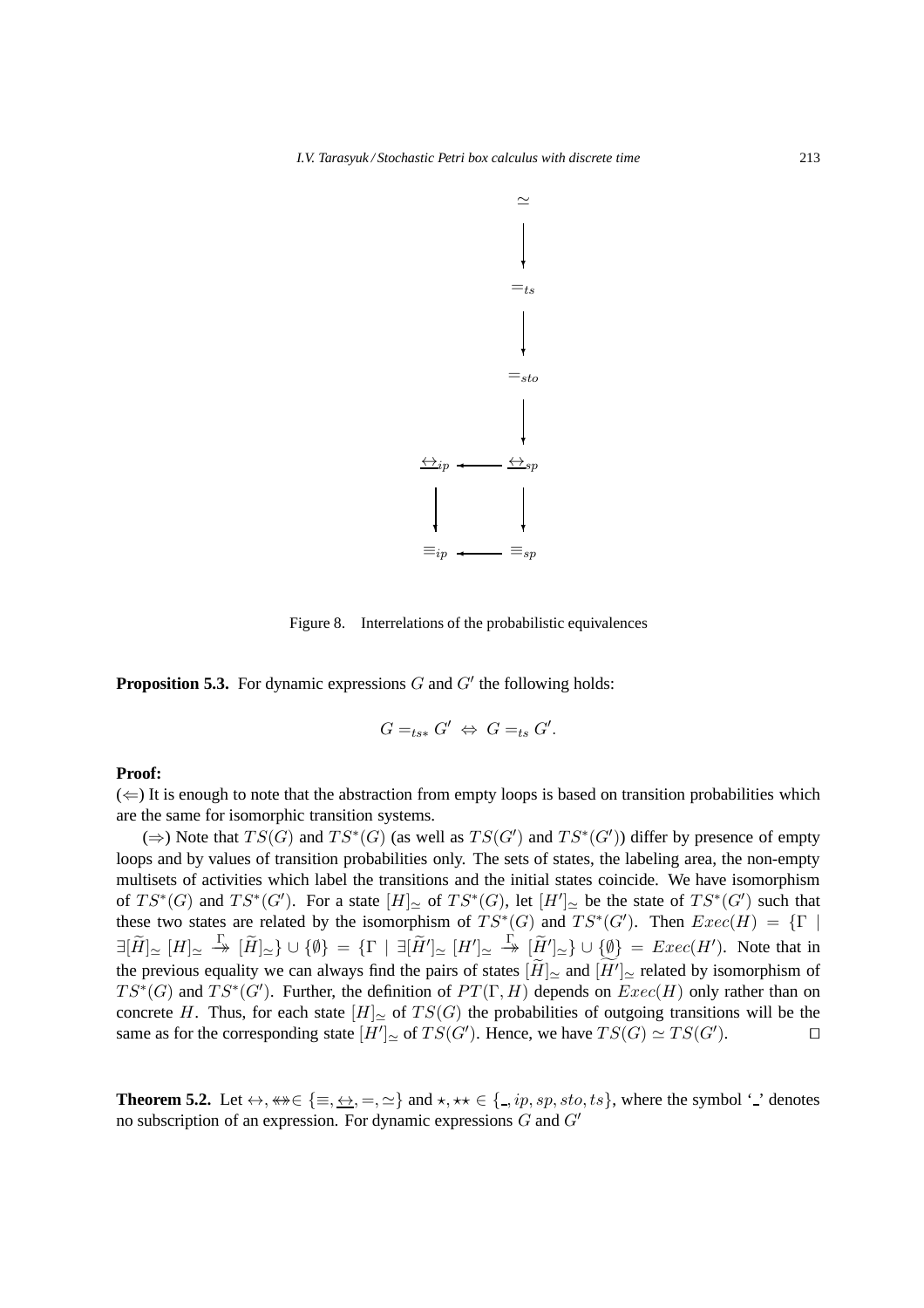Figure 8. Interrelations of the probabilistic equivalences

**Proposition 5.3.** For dynamic expressions $G$ and $G'$ the following holds:

$$G =_{ts*} G' \Leftrightarrow G =_{ts} G'.$$

**Proof:**

($\Leftarrow$) It is enough to note that the abstraction from empty loops is based on transition probabilities which are the same for isomorphic transition systems.

($\Rightarrow$) Note that $TS(G)$ and $TS^*(G)$ (as well as $TS(G')$ and $TS^*(G')$) differ by presence of empty loops and by values of transition probabilities only. The sets of states, the labeling area, the non-empty multisets of activities which label the transitions and the initial states coincide. We have isomorphism of $TS^*(G)$ and $TS^*(G')$. For a state $[H]_\simeq$ of $TS^*(G)$, let $[H']_\simeq$ be the state of $TS^*(G')$ such that these two states are related by the isomorphism of $TS^*(G)$ and $TS^*(G')$. Then $Exec(H) = \{\Gamma \mid \exists [\widetilde{H}]_\simeq \ [H]_\simeq \stackrel{\Gamma}{\twoheadrightarrow} [\widetilde{H}]_\simeq\} \cup \{\emptyset\} = \{\Gamma \mid \exists [\widetilde{H}']_\simeq \ [H']_\simeq \stackrel{\Gamma}{\twoheadrightarrow} [\widetilde{H}']_\simeq\} \cup \{\emptyset\} = Exec(H')$. Note that in the previous equality we can always find the pairs of states $[\widetilde{H}]_\simeq$ and $[\widetilde{H'}]_\simeq$ related by isomorphism of $TS^*(G)$ and $TS^*(G')$. Further, the definition of $PT(\Gamma, H)$ depends on $Exec(H)$ only rather than on concrete $H$. Thus, for each state $[H]_\simeq$ of $TS(G)$ the probabilities of outgoing transitions will be the same as for the corresponding state $[H']_\simeq$ of $TS(G')$. Hence, we have $TS(G) \simeq TS(G')$. $\square$

**Theorem 5.2.** Let $\leftrightarrow, \not\leftrightarrow \in \{\equiv, \underline{\leftrightarrow}, =, \simeq\}$ and $\star, \star\star \in \{\_, ip, sp, sto, ts\}$, where the symbol '\_' denotes no subscription of an expression. For dynamic expressions $G$ and $G'$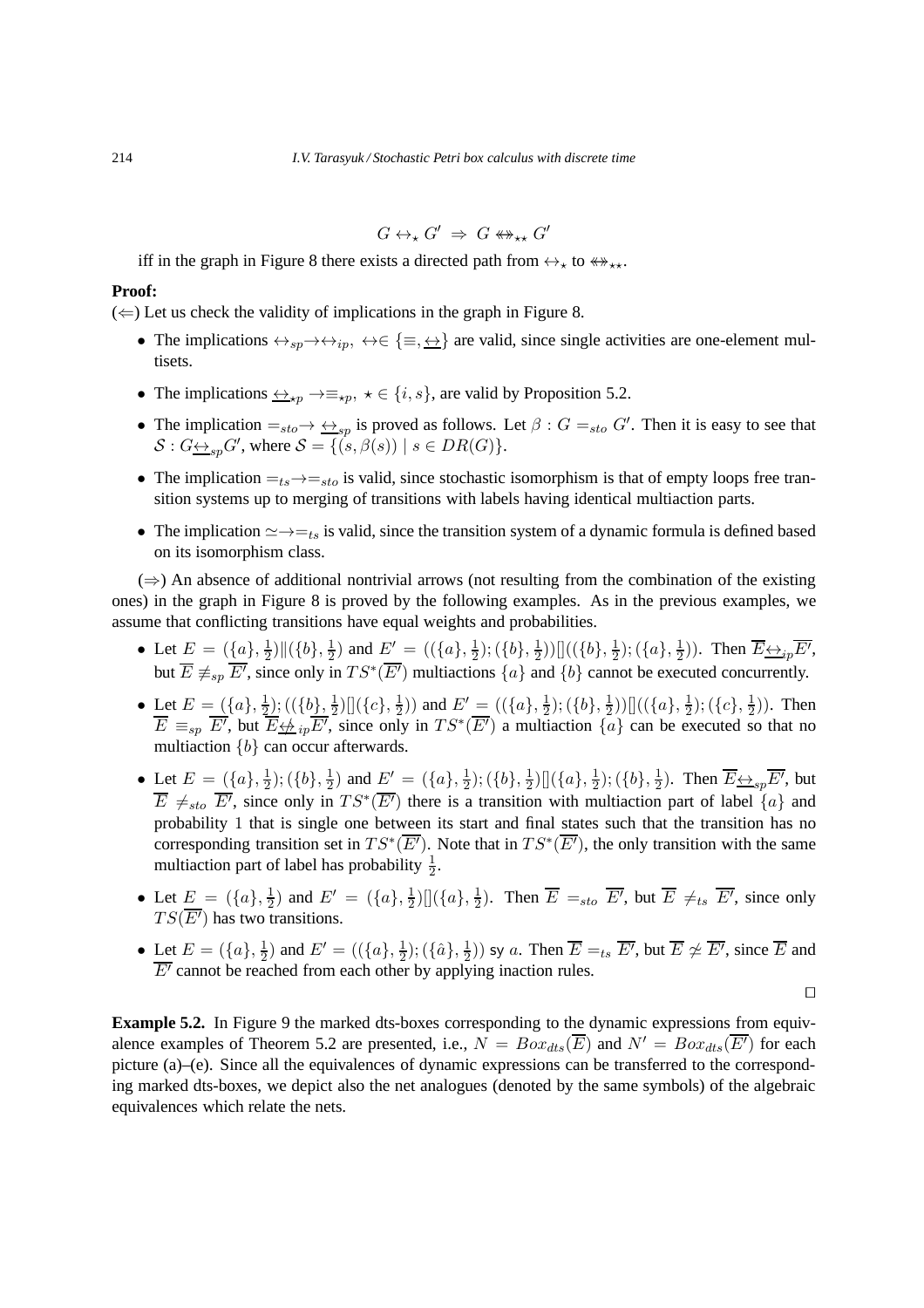$$G \leftrightarrow_\star G' \;\Rightarrow\; G \leftrightarrow\!\!\!\!\leftrightarrow_{\star\star} G'$$

iff in the graph in Figure 8 there exists a directed path from $\leftrightarrow_\star$ to $\leftrightarrow\!\!\!\!\leftrightarrow_{\star\star}$.

**Proof:**

($\Leftarrow$) Let us check the validity of implications in the graph in Figure 8.

- The implications $\leftrightarrow_{sp} \to \leftrightarrow_{ip}$, $\leftrightarrow \in \{\equiv, \underline{\leftrightarrow}\}$ are valid, since single activities are one-element multisets.
- The implications $\underline{\leftrightarrow}_{\star p} \to \equiv_{\star p}$, $\star \in \{i, s\}$, are valid by Proposition 5.2.
- The implication $=_{sto} \to \underline{\leftrightarrow}_{sp}$ is proved as follows. Let $\beta : G =_{sto} G'$. Then it is easy to see that $\mathcal{S} : G \underline{\leftrightarrow}_{sp} G'$, where $\mathcal{S} = \{(s, \beta(s)) \mid s \in DR(G)\}$.
- The implication $=_{ts} \to =_{sto}$ is valid, since stochastic isomorphism is that of empty loops free transition systems up to merging of transitions with labels having identical multiaction parts.
- The implication $\simeq \to =_{ts}$ is valid, since the transition system of a dynamic formula is defined based on its isomorphism class.

($\Rightarrow$) An absence of additional nontrivial arrows (not resulting from the combination of the existing ones) in the graph in Figure 8 is proved by the following examples. As in the previous examples, we assume that conflicting transitions have equal weights and probabilities.

- Let $E = (\{a\}, \frac{1}{2}) \| (\{b\}, \frac{1}{2})$ and $E' = ((\{a\}, \frac{1}{2}); (\{b\}, \frac{1}{2})) [] ((\{b\}, \frac{1}{2}); (\{a\}, \frac{1}{2}))$. Then $\overline{E} \underline{\leftrightarrow}_{ip} \overline{E'}$, but $\overline{E} \not\equiv_{sp} \overline{E'}$, since only in $TS^*(\overline{E'})$ multiactions $\{a\}$ and $\{b\}$ cannot be executed concurrently.
- Let $E = (\{a\}, \frac{1}{2}); ((\{b\}, \frac{1}{2}) [] (\{c\}, \frac{1}{2}))$ and $E' = ((\{a\}, \frac{1}{2}); (\{b\}, \frac{1}{2})) [] ((\{a\}, \frac{1}{2}); (\{c\}, \frac{1}{2}))$. Then $\overline{E} \equiv_{sp} \overline{E'}$, but $\overline{E} \underline{\not\leftrightarrow}_{ip} \overline{E'}$, since only in $TS^*(\overline{E'})$ a multiaction $\{a\}$ can be executed so that no multiaction $\{b\}$ can occur afterwards.
- Let $E = (\{a\}, \frac{1}{2}); (\{b\}, \frac{1}{2})$ and $E' = (\{a\}, \frac{1}{2}); (\{b\}, \frac{1}{2}) [] (\{a\}, \frac{1}{2}); (\{b\}, \frac{1}{2})$. Then $\overline{E} \underline{\leftrightarrow}_{sp} \overline{E'}$, but $\overline{E} \neq_{sto} \overline{E'}$, since only in $TS^*(\overline{E'})$ there is a transition with multiaction part of label $\{a\}$ and probability $1$ that is single one between its start and final states such that the transition has no corresponding transition set in $TS^*(\overline{E'})$. Note that in $TS^*(\overline{E'})$, the only transition with the same multiaction part of label has probability $\frac{1}{2}$.
- Let $E = (\{a\}, \frac{1}{2})$ and $E' = (\{a\}, \frac{1}{2}) [] (\{a\}, \frac{1}{2})$. Then $\overline{E} =_{sto} \overline{E'}$, but $\overline{E} \neq_{ts} \overline{E'}$, since only $TS(\overline{E'})$ has two transitions.
- Let $E = (\{a\}, \frac{1}{2})$ and $E' = ((\{a\}, \frac{1}{2}); (\{\hat{a}\}, \frac{1}{2}))$ sy $a$. Then $\overline{E} =_{ts} \overline{E'}$, but $\overline{E} \not\simeq \overline{E'}$, since $\overline{E}$ and $\overline{E'}$ cannot be reached from each other by applying inaction rules.

$\square$

**Example 5.2.** In Figure 9 the marked dts-boxes corresponding to the dynamic expressions from equivalence examples of Theorem 5.2 are presented, i.e., $N = Box_{dts}(\overline{E})$ and $N' = Box_{dts}(\overline{E'})$ for each picture (a)–(e). Since all the equivalences of dynamic expressions can be transferred to the corresponding marked dts-boxes, we depict also the net analogues (denoted by the same symbols) of the algebraic equivalences which relate the nets.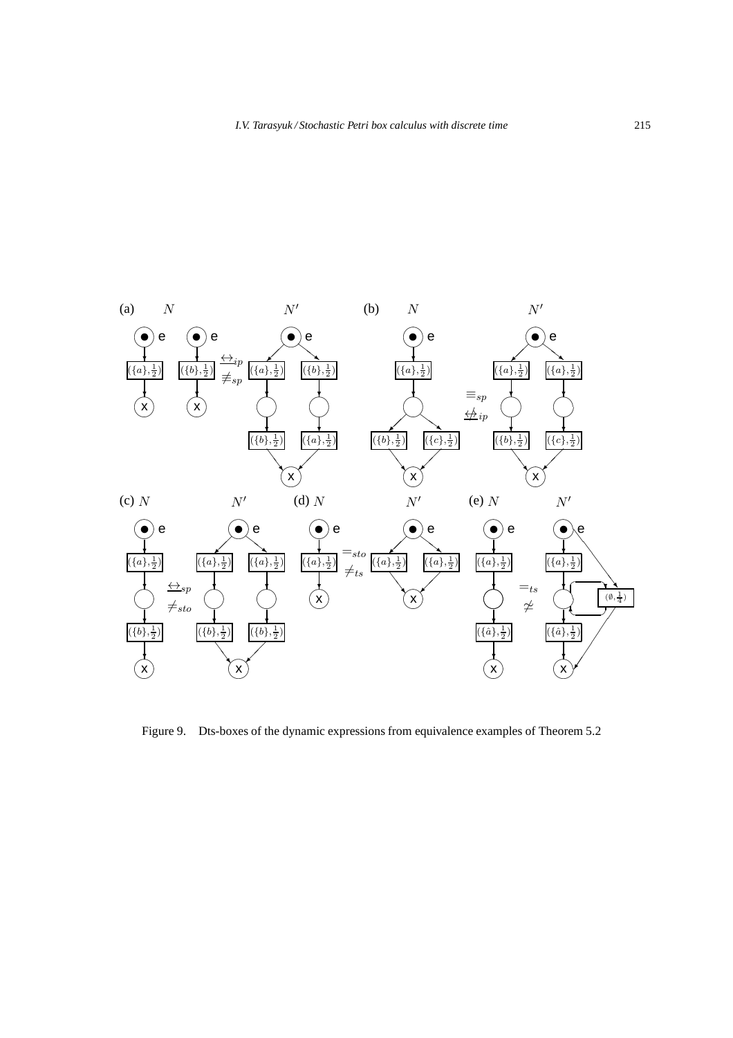Figure 9. Dts-boxes of the dynamic expressions from equivalence examples of Theorem 5.2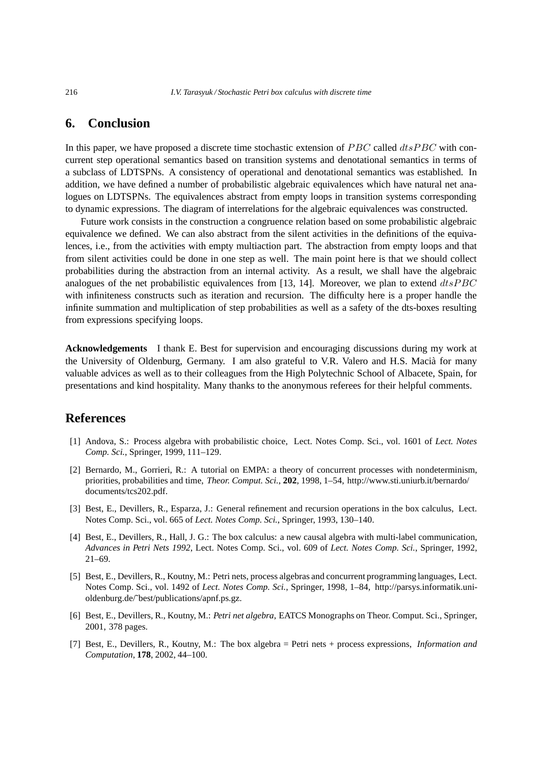## 6. Conclusion

In this paper, we have proposed a discrete time stochastic extension of $PBC$ called $dtsPBC$ with concurrent step operational semantics based on transition systems and denotational semantics in terms of a subclass of LDTSPNs. A consistency of operational and denotational semantics was established. In addition, we have defined a number of probabilistic algebraic equivalences which have natural net analogues on LDTSPNs. The equivalences abstract from empty loops in transition systems corresponding to dynamic expressions. The diagram of interrelations for the algebraic equivalences was constructed.

Future work consists in the construction a congruence relation based on some probabilistic algebraic equivalence we defined. We can also abstract from the silent activities in the definitions of the equivalences, i.e., from the activities with empty multiaction part. The abstraction from empty loops and that from silent activities could be done in one step as well. The main point here is that we should collect probabilities during the abstraction from an internal activity. As a result, we shall have the algebraic analogues of the net probabilistic equivalences from [13, 14]. Moreover, we plan to extend $dtsPBC$ with infiniteness constructs such as iteration and recursion. The difficulty here is a proper handle the infinite summation and multiplication of step probabilities as well as a safety of the dts-boxes resulting from expressions specifying loops.

**Acknowledgements** I thank E. Best for supervision and encouraging discussions during my work at the University of Oldenburg, Germany. I am also grateful to V.R. Valero and H.S. Macià for many valuable advices as well as to their colleagues from the High Polytechnic School of Albacete, Spain, for presentations and kind hospitality. Many thanks to the anonymous referees for their helpful comments.

## References

[1] Andova, S.: Process algebra with probabilistic choice, Lect. Notes Comp. Sci., vol. 1601 of *Lect. Notes Comp. Sci.*, Springer, 1999, 111–129.

[2] Bernardo, M., Gorrieri, R.: A tutorial on EMPA: a theory of concurrent processes with nondeterminism, priorities, probabilities and time, *Theor. Comput. Sci.*, **202**, 1998, 1–54, http://www.sti.uniurb.it/bernardo/documents/tcs202.pdf.

[3] Best, E., Devillers, R., Esparza, J.: General refinement and recursion operations in the box calculus, Lect. Notes Comp. Sci., vol. 665 of *Lect. Notes Comp. Sci.*, Springer, 1993, 130–140.

[4] Best, E., Devillers, R., Hall, J. G.: The box calculus: a new causal algebra with multi-label communication, *Advances in Petri Nets 1992*, Lect. Notes Comp. Sci., vol. 609 of *Lect. Notes Comp. Sci.*, Springer, 1992, 21–69.

[5] Best, E., Devillers, R., Koutny, M.: Petri nets, process algebras and concurrent programming languages, Lect. Notes Comp. Sci., vol. 1492 of *Lect. Notes Comp. Sci.*, Springer, 1998, 1–84, http://parsys.informatik.uni-oldenburg.de/~best/publications/apnf.ps.gz.

[6] Best, E., Devillers, R., Koutny, M.: *Petri net algebra*, EATCS Monographs on Theor. Comput. Sci., Springer, 2001, 378 pages.

[7] Best, E., Devillers, R., Koutny, M.: The box algebra = Petri nets + process expressions, *Information and Computation*, **178**, 2002, 44–100.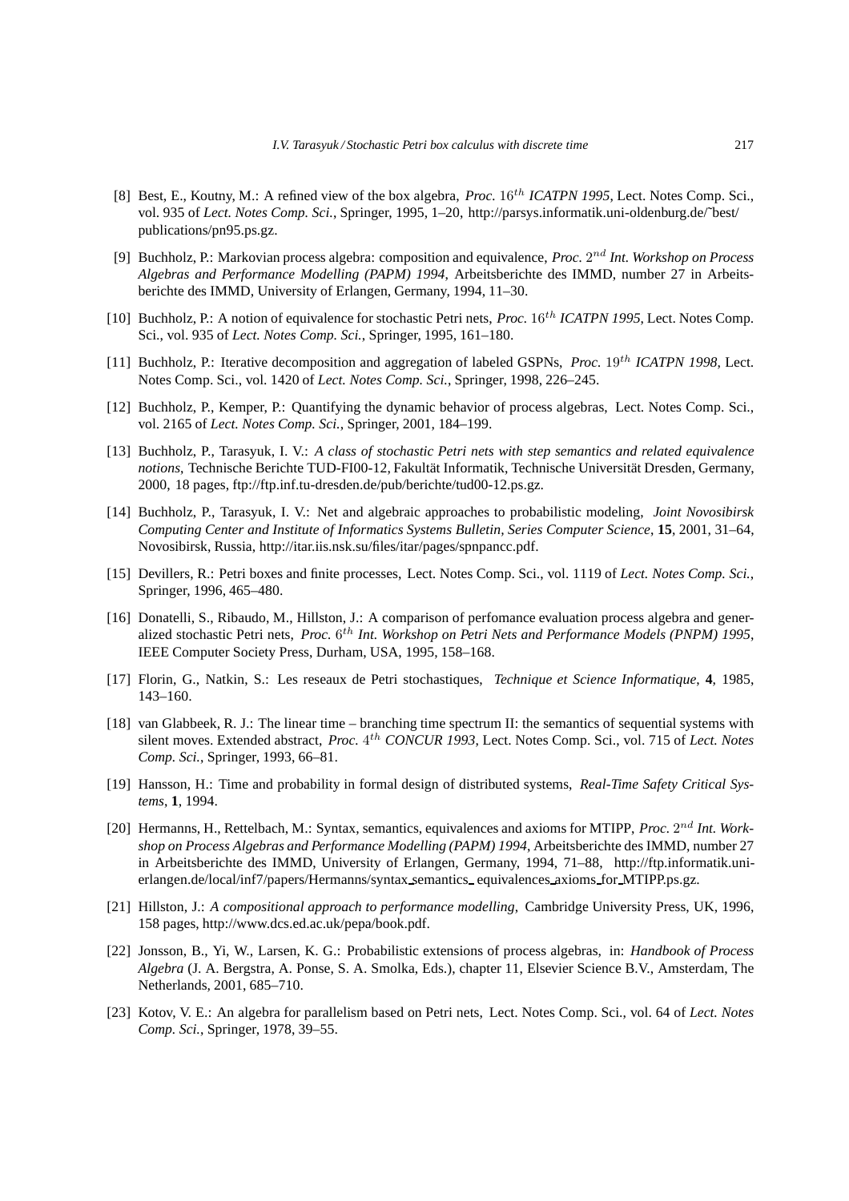[8] Best, E., Koutny, M.: A refined view of the box algebra, *Proc.* $16^{th}$ *ICATPN 1995*, Lect. Notes Comp. Sci., vol. 935 of *Lect. Notes Comp. Sci.*, Springer, 1995, 1–20, http://parsys.informatik.uni-oldenburg.de/~best/publications/pn95.ps.gz.

[9] Buchholz, P.: Markovian process algebra: composition and equivalence, *Proc.* $2^{nd}$ *Int. Workshop on Process Algebras and Performance Modelling (PAPM) 1994*, Arbeitsberichte des IMMD, number 27 in Arbeitsberichte des IMMD, University of Erlangen, Germany, 1994, 11–30.

[10] Buchholz, P.: A notion of equivalence for stochastic Petri nets, *Proc.* $16^{th}$ *ICATPN 1995*, Lect. Notes Comp. Sci., vol. 935 of *Lect. Notes Comp. Sci.*, Springer, 1995, 161–180.

[11] Buchholz, P.: Iterative decomposition and aggregation of labeled GSPNs, *Proc.* $19^{th}$ *ICATPN 1998*, Lect. Notes Comp. Sci., vol. 1420 of *Lect. Notes Comp. Sci.*, Springer, 1998, 226–245.

[12] Buchholz, P., Kemper, P.: Quantifying the dynamic behavior of process algebras, Lect. Notes Comp. Sci., vol. 2165 of *Lect. Notes Comp. Sci.*, Springer, 2001, 184–199.

[13] Buchholz, P., Tarasyuk, I. V.: *A class of stochastic Petri nets with step semantics and related equivalence notions*, Technische Berichte TUD-FI00-12, Fakultät Informatik, Technische Universität Dresden, Germany, 2000, 18 pages, ftp://ftp.inf.tu-dresden.de/pub/berichte/tud00-12.ps.gz.

[14] Buchholz, P., Tarasyuk, I. V.: Net and algebraic approaches to probabilistic modeling, *Joint Novosibirsk Computing Center and Institute of Informatics Systems Bulletin, Series Computer Science*, **15**, 2001, 31–64, Novosibirsk, Russia, http://itar.iis.nsk.su/files/itar/pages/spnpancc.pdf.

[15] Devillers, R.: Petri boxes and finite processes, Lect. Notes Comp. Sci., vol. 1119 of *Lect. Notes Comp. Sci.*, Springer, 1996, 465–480.

[16] Donatelli, S., Ribaudo, M., Hillston, J.: A comparison of perfomance evaluation process algebra and generalized stochastic Petri nets, *Proc.* $6^{th}$ *Int. Workshop on Petri Nets and Performance Models (PNPM) 1995*, IEEE Computer Society Press, Durham, USA, 1995, 158–168.

[17] Florin, G., Natkin, S.: Les reseaux de Petri stochastiques, *Technique et Science Informatique*, **4**, 1985, 143–160.

[18] van Glabbeek, R. J.: The linear time – branching time spectrum II: the semantics of sequential systems with silent moves. Extended abstract, *Proc.* $4^{th}$ *CONCUR 1993*, Lect. Notes Comp. Sci., vol. 715 of *Lect. Notes Comp. Sci.*, Springer, 1993, 66–81.

[19] Hansson, H.: Time and probability in formal design of distributed systems, *Real-Time Safety Critical Systems*, **1**, 1994.

[20] Hermanns, H., Rettelbach, M.: Syntax, semantics, equivalences and axioms for MTIPP, *Proc.* $2^{nd}$ *Int. Workshop on Process Algebras and Performance Modelling (PAPM) 1994*, Arbeitsberichte des IMMD, number 27 in Arbeitsberichte des IMMD, University of Erlangen, Germany, 1994, 71–88, http://ftp.informatik.uni-erlangen.de/local/inf7/papers/Hermanns/syntax_semantics_ equivalences_axioms_for_MTIPP.ps.gz.

[21] Hillston, J.: *A compositional approach to performance modelling*, Cambridge University Press, UK, 1996, 158 pages, http://www.dcs.ed.ac.uk/pepa/book.pdf.

[22] Jonsson, B., Yi, W., Larsen, K. G.: Probabilistic extensions of process algebras, in: *Handbook of Process Algebra* (J. A. Bergstra, A. Ponse, S. A. Smolka, Eds.), chapter 11, Elsevier Science B.V., Amsterdam, The Netherlands, 2001, 685–710.

[23] Kotov, V. E.: An algebra for parallelism based on Petri nets, Lect. Notes Comp. Sci., vol. 64 of *Lect. Notes Comp. Sci.*, Springer, 1978, 39–55.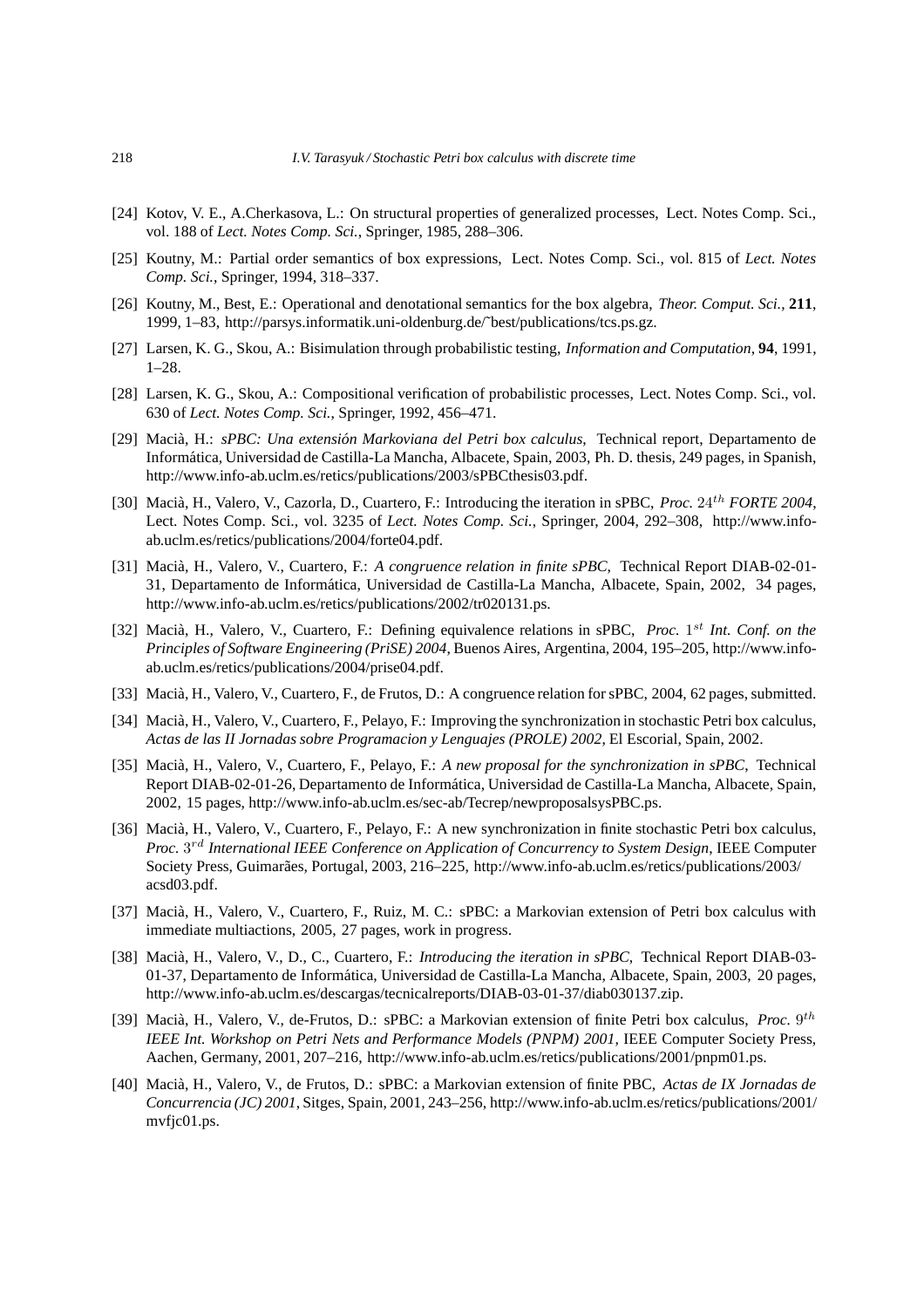[24] Kotov, V. E., A.Cherkasova, L.: On structural properties of generalized processes, Lect. Notes Comp. Sci., vol. 188 of *Lect. Notes Comp. Sci.*, Springer, 1985, 288–306.

[25] Koutny, M.: Partial order semantics of box expressions, Lect. Notes Comp. Sci., vol. 815 of *Lect. Notes Comp. Sci.*, Springer, 1994, 318–337.

[26] Koutny, M., Best, E.: Operational and denotational semantics for the box algebra, *Theor. Comput. Sci.*, **211**, 1999, 1–83, http://parsys.informatik.uni-oldenburg.de/~best/publications/tcs.ps.gz.

[27] Larsen, K. G., Skou, A.: Bisimulation through probabilistic testing, *Information and Computation*, **94**, 1991, 1–28.

[28] Larsen, K. G., Skou, A.: Compositional verification of probabilistic processes, Lect. Notes Comp. Sci., vol. 630 of *Lect. Notes Comp. Sci.*, Springer, 1992, 456–471.

[29] Macià, H.: *sPBC: Una extensión Markoviana del Petri box calculus*, Technical report, Departamento de Informática, Universidad de Castilla-La Mancha, Albacete, Spain, 2003, Ph. D. thesis, 249 pages, in Spanish, http://www.info-ab.uclm.es/retics/publications/2003/sPBCthesis03.pdf.

[30] Macià, H., Valero, V., Cazorla, D., Cuartero, F.: Introducing the iteration in sPBC, *Proc.* $24^{th}$ *FORTE 2004*, Lect. Notes Comp. Sci., vol. 3235 of *Lect. Notes Comp. Sci.*, Springer, 2004, 292–308, http://www.info-ab.uclm.es/retics/publications/2004/forte04.pdf.

[31] Macià, H., Valero, V., Cuartero, F.: *A congruence relation in finite sPBC*, Technical Report DIAB-02-01-31, Departamento de Informática, Universidad de Castilla-La Mancha, Albacete, Spain, 2002, 34 pages, http://www.info-ab.uclm.es/retics/publications/2002/tr020131.ps.

[32] Macià, H., Valero, V., Cuartero, F.: Defining equivalence relations in sPBC, *Proc.* $1^{st}$ *Int. Conf. on the Principles of Software Engineering (PriSE) 2004*, Buenos Aires, Argentina, 2004, 195–205, http://www.info-ab.uclm.es/retics/publications/2004/prise04.pdf.

[33] Macià, H., Valero, V., Cuartero, F., de Frutos, D.: A congruence relation for sPBC, 2004, 62 pages, submitted.

[34] Macià, H., Valero, V., Cuartero, F., Pelayo, F.: Improving the synchronization in stochastic Petri box calculus, *Actas de las II Jornadas sobre Programacion y Lenguajes (PROLE) 2002*, El Escorial, Spain, 2002.

[35] Macià, H., Valero, V., Cuartero, F., Pelayo, F.: *A new proposal for the synchronization in sPBC*, Technical Report DIAB-02-01-26, Departamento de Informática, Universidad de Castilla-La Mancha, Albacete, Spain, 2002, 15 pages, http://www.info-ab.uclm.es/sec-ab/Tecrep/newproposalsysPBC.ps.

[36] Macià, H., Valero, V., Cuartero, F., Pelayo, F.: A new synchronization in finite stochastic Petri box calculus, *Proc.* $3^{rd}$ *International IEEE Conference on Application of Concurrency to System Design*, IEEE Computer Society Press, Guimarães, Portugal, 2003, 216–225, http://www.info-ab.uclm.es/retics/publications/2003/acsd03.pdf.

[37] Macià, H., Valero, V., Cuartero, F., Ruiz, M. C.: sPBC: a Markovian extension of Petri box calculus with immediate multiactions, 2005, 27 pages, work in progress.

[38] Macià, H., Valero, V., D., C., Cuartero, F.: *Introducing the iteration in sPBC*, Technical Report DIAB-03-01-37, Departamento de Informática, Universidad de Castilla-La Mancha, Albacete, Spain, 2003, 20 pages, http://www.info-ab.uclm.es/descargas/tecnicalreports/DIAB-03-01-37/diab030137.zip.

[39] Macià, H., Valero, V., de-Frutos, D.: sPBC: a Markovian extension of finite Petri box calculus, *Proc.* $9^{th}$ *IEEE Int. Workshop on Petri Nets and Performance Models (PNPM) 2001*, IEEE Computer Society Press, Aachen, Germany, 2001, 207–216, http://www.info-ab.uclm.es/retics/publications/2001/pnpm01.ps.

[40] Macià, H., Valero, V., de Frutos, D.: sPBC: a Markovian extension of finite PBC, *Actas de IX Jornadas de Concurrencia (JC) 2001*, Sitges, Spain, 2001, 243–256, http://www.info-ab.uclm.es/retics/publications/2001/mvfjc01.ps.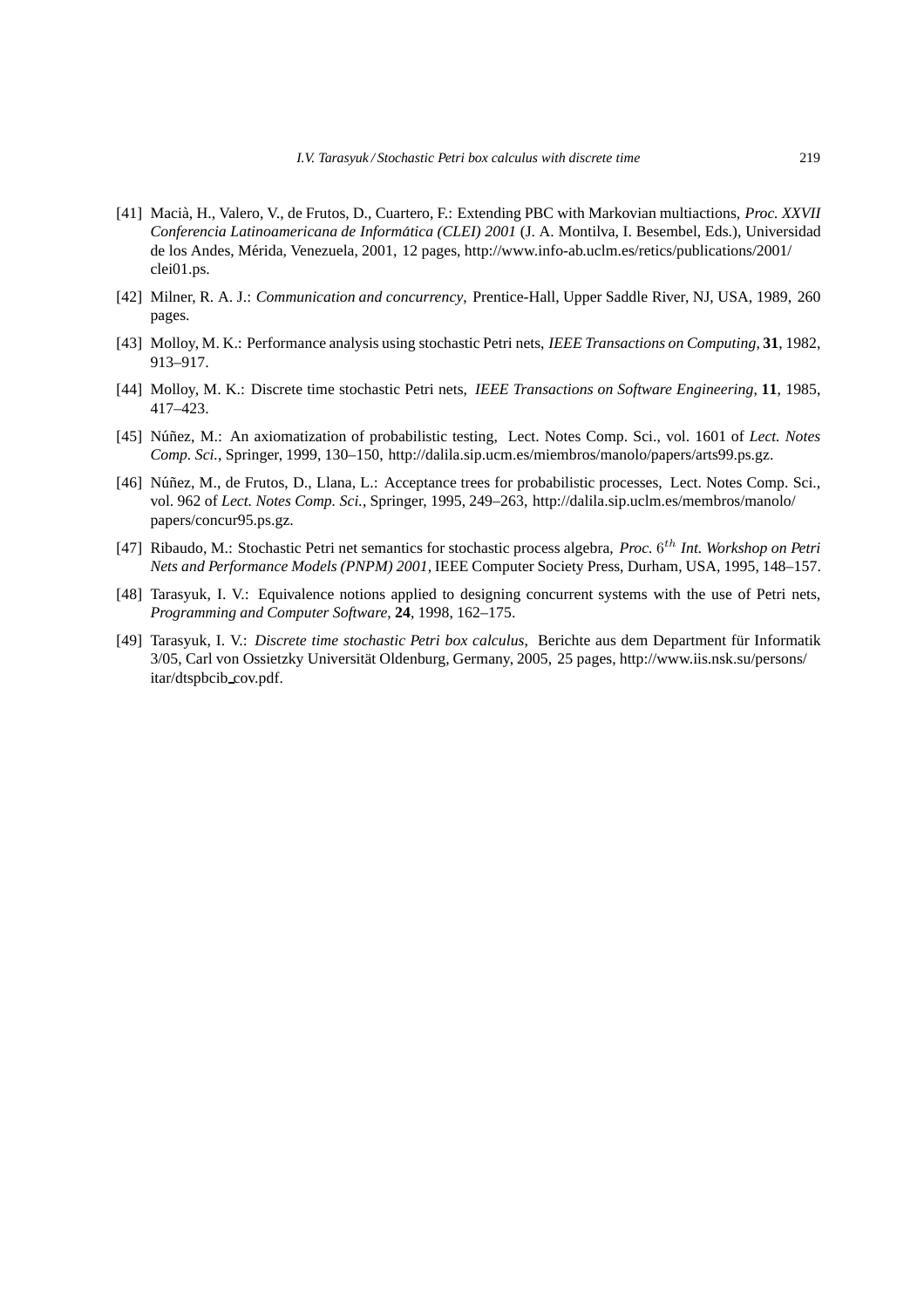[41] Macià, H., Valero, V., de Frutos, D., Cuartero, F.: Extending PBC with Markovian multiactions, *Proc. XXVII Conferencia Latinoamericana de Informática (CLEI) 2001* (J. A. Montilva, I. Besembel, Eds.), Universidad de los Andes, Mérida, Venezuela, 2001, 12 pages, http://www.info-ab.uclm.es/retics/publications/2001/clei01.ps.

[42] Milner, R. A. J.: *Communication and concurrency*, Prentice-Hall, Upper Saddle River, NJ, USA, 1989, 260 pages.

[43] Molloy, M. K.: Performance analysis using stochastic Petri nets, *IEEE Transactions on Computing*, **31**, 1982, 913–917.

[44] Molloy, M. K.: Discrete time stochastic Petri nets, *IEEE Transactions on Software Engineering*, **11**, 1985, 417–423.

[45] Núñez, M.: An axiomatization of probabilistic testing, Lect. Notes Comp. Sci., vol. 1601 of *Lect. Notes Comp. Sci.*, Springer, 1999, 130–150, http://dalila.sip.ucm.es/miembros/manolo/papers/arts99.ps.gz.

[46] Núñez, M., de Frutos, D., Llana, L.: Acceptance trees for probabilistic processes, Lect. Notes Comp. Sci., vol. 962 of *Lect. Notes Comp. Sci.*, Springer, 1995, 249–263, http://dalila.sip.uclm.es/membros/manolo/papers/concur95.ps.gz.

[47] Ribaudo, M.: Stochastic Petri net semantics for stochastic process algebra, *Proc.* $6^{th}$ *Int. Workshop on Petri Nets and Performance Models (PNPM) 2001*, IEEE Computer Society Press, Durham, USA, 1995, 148–157.

[48] Tarasyuk, I. V.: Equivalence notions applied to designing concurrent systems with the use of Petri nets, *Programming and Computer Software*, **24**, 1998, 162–175.

[49] Tarasyuk, I. V.: *Discrete time stochastic Petri box calculus*, Berichte aus dem Department für Informatik 3/05, Carl von Ossietzky Universität Oldenburg, Germany, 2005, 25 pages, http://www.iis.nsk.su/persons/itar/dtspbcib_cov.pdf.